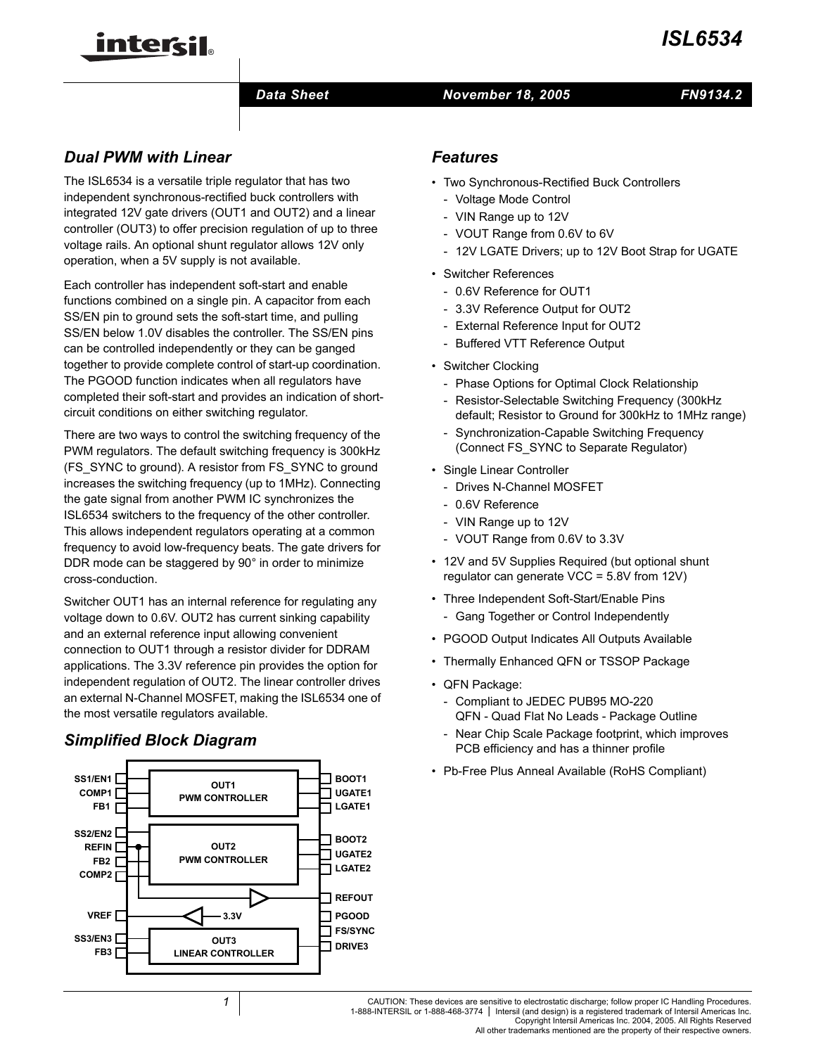# ISL6534

Data Sheet — November 18, 2005 — FN9134.2

## Dual PWM with Linear

The ISL6534 is a versatile triple regulator that has two independent synchronous-rectified buck controllers with integrated 12V gate drivers (OUT1 and OUT2) and a linear controller (OUT3) to offer precision regulation of up to three voltage rails. An optional shunt regulator allows 12V only operation, when a 5V supply is not available.

Each controller has independent soft-start and enable functions combined on a single pin. A capacitor from each SS/EN pin to ground sets the soft-start time, and pulling SS/EN below 1.0V disables the controller. The SS/EN pins can be controlled independently or they can be ganged together to provide complete control of start-up coordination. The PGOOD function indicates when all regulators have completed their soft-start and provides an indication of short-circuit conditions on either switching regulator.

There are two ways to control the switching frequency of the PWM regulators. The default switching frequency is 300kHz (FS_SYNC to ground). A resistor from FS_SYNC to ground increases the switching frequency (up to 1MHz). Connecting the gate signal from another PWM IC synchronizes the ISL6534 switchers to the frequency of the other controller. This allows independent regulators operating at a common frequency to avoid low-frequency beats. The gate drivers for DDR mode can be staggered by 90° in order to minimize cross-conduction.

Switcher OUT1 has an internal reference for regulating any voltage down to 0.6V. OUT2 has current sinking capability and an external reference input allowing convenient connection to OUT1 through a resistor divider for DDRAM applications. The 3.3V reference pin provides the option for independent regulation of OUT2. The linear controller drives an external N-Channel MOSFET, making the ISL6534 one of the most versatile regulators available.

## Simplified Block Diagram

SS1/EN1, COMP1, FB1 — OUT1 PWM CONTROLLER — BOOT1, UGATE1, LGATE1

SS2/EN2, REFIN, FB2, COMP2 — OUT2 PWM CONTROLLER — BOOT2, UGATE2, LGATE2

REFOUT

VREF — 3.3V — PGOOD

FS/SYNC

SS3/EN3, FB3 — OUT3 LINEAR CONTROLLER — DRIVE3

## Features

- Two Synchronous-Rectified Buck Controllers
  - Voltage Mode Control
  - VIN Range up to 12V
  - VOUT Range from 0.6V to 6V
  - 12V LGATE Drivers; up to 12V Boot Strap for UGATE
- Switcher References
  - 0.6V Reference for OUT1
  - 3.3V Reference Output for OUT2
  - External Reference Input for OUT2
  - Buffered VTT Reference Output
- Switcher Clocking
  - Phase Options for Optimal Clock Relationship
  - Resistor-Selectable Switching Frequency (300kHz default; Resistor to Ground for 300kHz to 1MHz range)
  - Synchronization-Capable Switching Frequency (Connect FS_SYNC to Separate Regulator)
- Single Linear Controller
  - Drives N-Channel MOSFET
  - 0.6V Reference
  - VIN Range up to 12V
  - VOUT Range from 0.6V to 3.3V
- 12V and 5V Supplies Required (but optional shunt regulator can generate VCC = 5.8V from 12V)
- Three Independent Soft-Start/Enable Pins
  - Gang Together or Control Independently
- PGOOD Output Indicates All Outputs Available
- Thermally Enhanced QFN or TSSOP Package
- QFN Package:
  - Compliant to JEDEC PUB95 MO-220 QFN - Quad Flat No Leads - Package Outline
  - Near Chip Scale Package footprint, which improves PCB efficiency and has a thinner profile
- Pb-Free Plus Anneal Available (RoHS Compliant)

CAUTION: These devices are sensitive to electrostatic discharge; follow proper IC Handling Procedures.
1-888-INTERSIL or 1-888-468-3774 | Intersil (and design) is a registered trademark of Intersil Americas Inc.
Copyright Intersil Americas Inc. 2004, 2005. All Rights Reserved
All other trademarks mentioned are the property of their respective owners.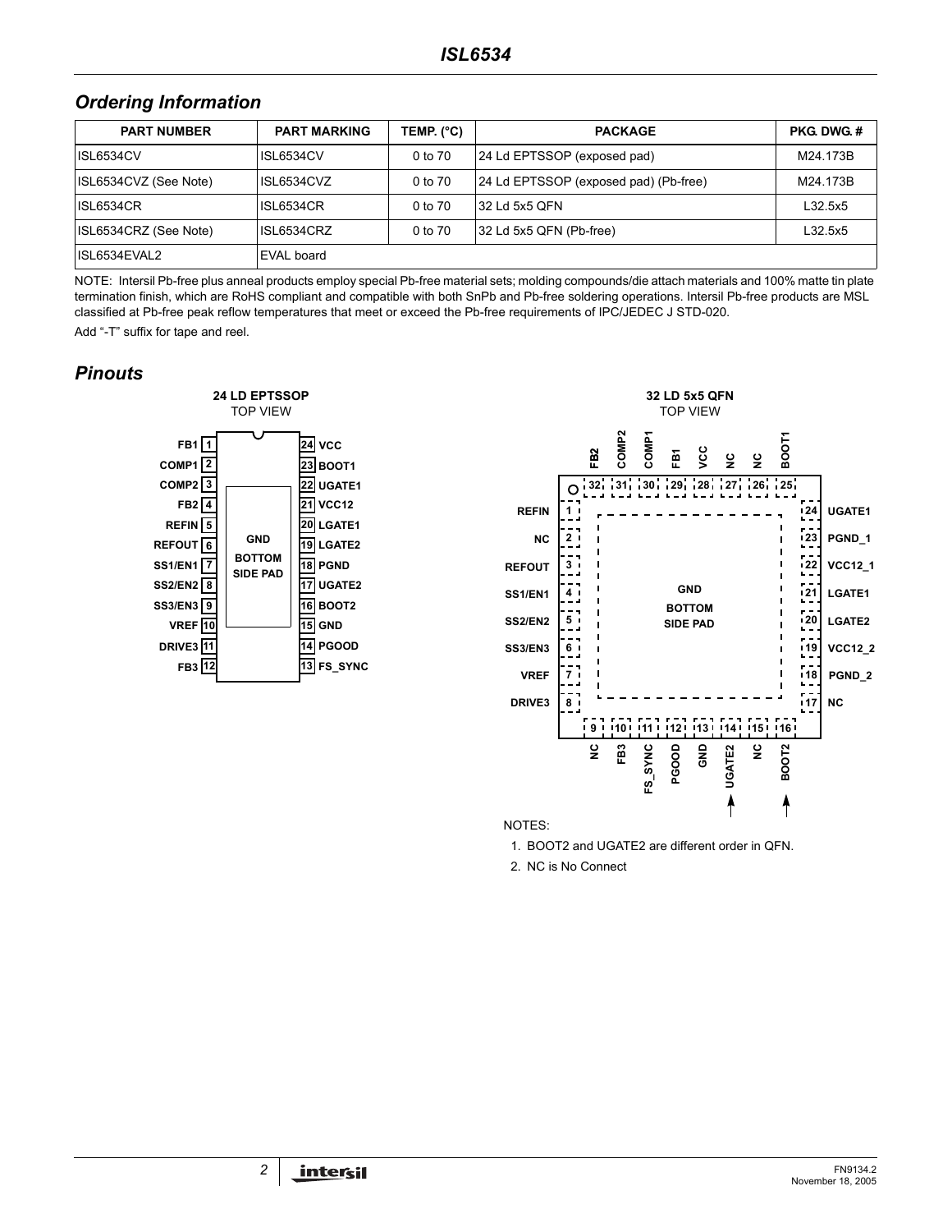## Ordering Information

| PART NUMBER | PART MARKING | TEMP. (°C) | PACKAGE | PKG. DWG. # |
|---|---|---|---|---|
| ISL6534CV | ISL6534CV | 0 to 70 | 24 Ld EPTSSOP (exposed pad) | M24.173B |
| ISL6534CVZ (See Note) | ISL6534CVZ | 0 to 70 | 24 Ld EPTSSOP (exposed pad) (Pb-free) | M24.173B |
| ISL6534CR | ISL6534CR | 0 to 70 | 32 Ld 5x5 QFN | L32.5x5 |
| ISL6534CRZ (See Note) | ISL6534CRZ | 0 to 70 | 32 Ld 5x5 QFN (Pb-free) | L32.5x5 |
| ISL6534EVAL2 | EVAL board | | | |

NOTE: Intersil Pb-free plus anneal products employ special Pb-free material sets; molding compounds/die attach materials and 100% matte tin plate termination finish, which are RoHS compliant and compatible with both SnPb and Pb-free soldering operations. Intersil Pb-free products are MSL classified at Pb-free peak reflow temperatures that meet or exceed the Pb-free requirements of IPC/JEDEC J STD-020.

Add "-T" suffix for tape and reel.

## Pinouts

**24 LD EPTSSOP**
TOP VIEW

| Pin | Name | Pin | Name |
|---|---|---|---|
| 1 | FB1 | 24 | VCC |
| 2 | COMP1 | 23 | BOOT1 |
| 3 | COMP2 | 22 | UGATE1 |
| 4 | FB2 | 21 | VCC12 |
| 5 | REFIN | 20 | LGATE1 |
| 6 | REFOUT | 19 | LGATE2 |
| 7 | SS1/EN1 | 18 | PGND |
| 8 | SS2/EN2 | 17 | UGATE2 |
| 9 | SS3/EN3 | 16 | BOOT2 |
| 10 | VREF | 15 | GND |
| 11 | DRIVE3 | 14 | PGOOD |
| 12 | FB3 | 13 | FS_SYNC |

GND BOTTOM SIDE PAD

**32 LD 5x5 QFN**
TOP VIEW

| Pin | Name | Pin | Name |
|---|---|---|---|
| 1 | REFIN | 17 | NC |
| 2 | NC | 18 | PGND_2 |
| 3 | REFOUT | 19 | VCC12_2 |
| 4 | SS1/EN1 | 20 | LGATE2 |
| 5 | SS2/EN2 | 21 | LGATE1 |
| 6 | SS3/EN3 | 22 | VCC12_1 |
| 7 | VREF | 23 | PGND_1 |
| 8 | DRIVE3 | 24 | UGATE1 |
| 9 | NC | 25 | BOOT1 |
| 10 | FB3 | 26 | NC |
| 11 | FS_SYNC | 27 | NC |
| 12 | PGOOD | 28 | VCC |
| 13 | GND | 29 | FB1 |
| 14 | UGATE2 | 30 | COMP1 |
| 15 | NC | 31 | COMP2 |
| 16 | BOOT2 | 32 | FB2 |

GND BOTTOM SIDE PAD

NOTES:

1. BOOT2 and UGATE2 are different order in QFN.
2. NC is No Connect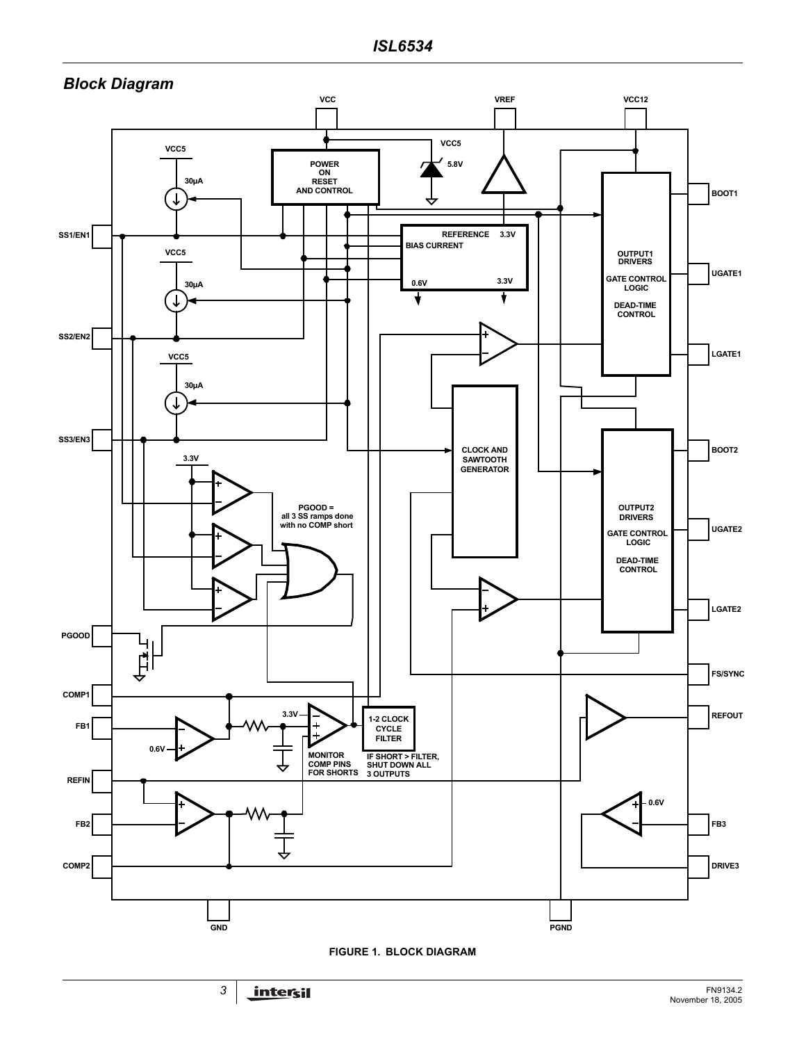## Block Diagram

FIGURE 1. BLOCK DIAGRAM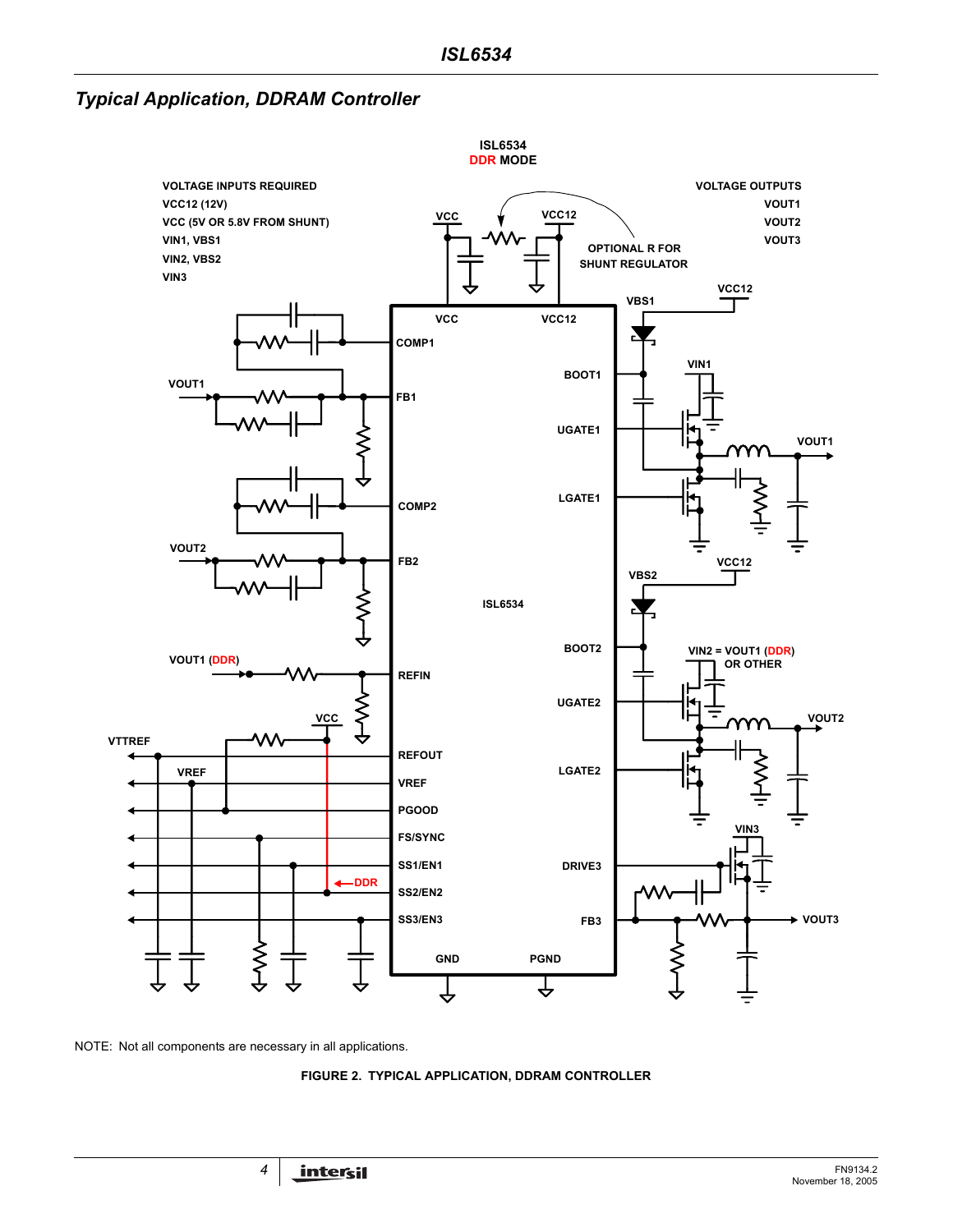## Typical Application, DDRAM Controller

NOTE: Not all components are necessary in all applications.

FIGURE 2. TYPICAL APPLICATION, DDRAM CONTROLLER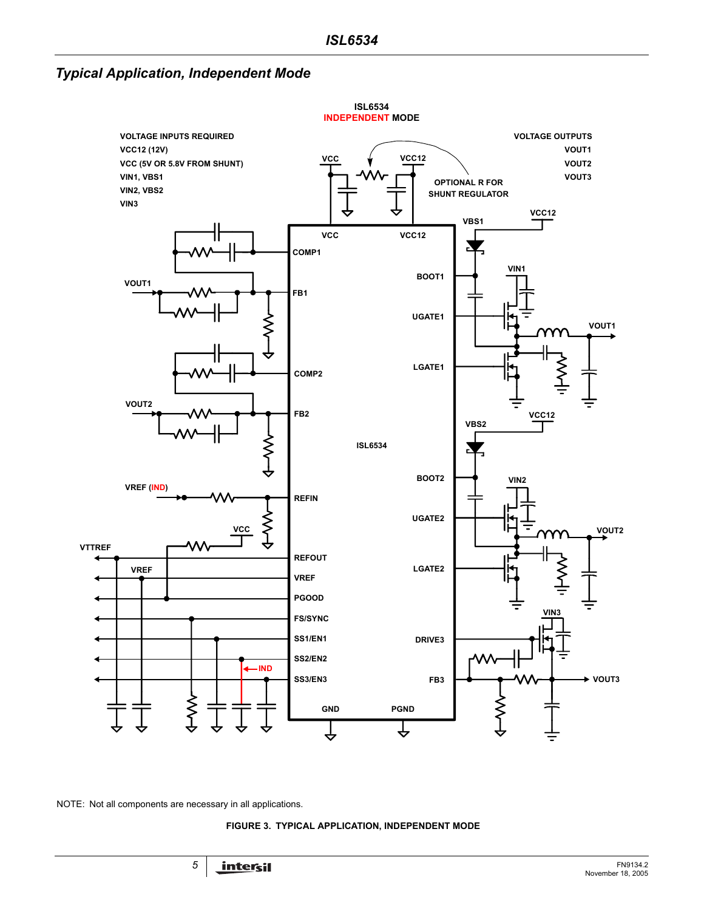## Typical Application, Independent Mode

ISL6534
INDEPENDENT MODE

VOLTAGE INPUTS REQUIRED
VCC12 (12V)
VCC (5V OR 5.8V FROM SHUNT)
VIN1, VBS1
VIN2, VBS2
VIN3

VOLTAGE OUTPUTS
VOUT1
VOUT2
VOUT3

OPTIONAL R FOR SHUNT REGULATOR

NOTE: Not all components are necessary in all applications.

**FIGURE 3. TYPICAL APPLICATION, INDEPENDENT MODE**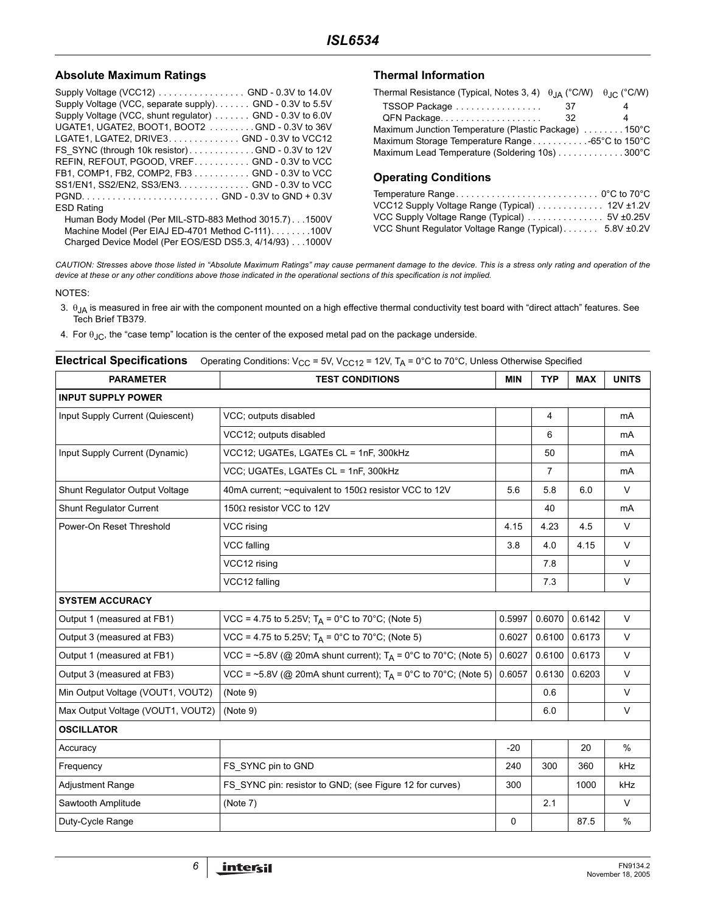## Absolute Maximum Ratings

Supply Voltage (VCC12) . . . . . . . . . . . . . . . . . GND - 0.3V to 14.0V
Supply Voltage (VCC, separate supply). . . . . . . GND - 0.3V to 5.5V
Supply Voltage (VCC, shunt regulator) . . . . . . . GND - 0.3V to 6.0V
UGATE1, UGATE2, BOOT1, BOOT2 . . . . . . . . . GND - 0.3V to 36V
LGATE1, LGATE2, DRIVE3. . . . . . . . . . . . . . GND - 0.3V to VCC12
FS_SYNC (through 10k resistor) . . . . . . . . . . . . GND - 0.3V to 12V
REFIN, REFOUT, PGOOD, VREF. . . . . . . . . . . GND - 0.3V to VCC
FB1, COMP1, FB2, COMP2, FB3 . . . . . . . . . . . GND - 0.3V to VCC
SS1/EN1, SS2/EN2, SS3/EN3. . . . . . . . . . . . . . GND - 0.3V to VCC
PGND. . . . . . . . . . . . . . . . . . . . . . . . . . . GND - 0.3V to GND + 0.3V
ESD Rating
 Human Body Model (Per MIL-STD-883 Method 3015.7) . . .1500V
 Machine Model (Per EIAJ ED-4701 Method C-111). . . . . . . .100V
 Charged Device Model (Per EOS/ESD DS5.3, 4/14/93) . . .1000V

## Thermal Information

| Thermal Resistance (Typical, Notes 3, 4) | $\theta_{JA}$ (°C/W) | $\theta_{JC}$ (°C/W) |
|---|---|---|
| TSSOP Package | 37 | 4 |
| QFN Package | 32 | 4 |

Maximum Junction Temperature (Plastic Package) . . . . . . . . 150°C
Maximum Storage Temperature Range . . . . . . . . . . -65°C to 150°C
Maximum Lead Temperature (Soldering 10s) . . . . . . . . . . . . . 300°C

## Operating Conditions

Temperature Range. . . . . . . . . . . . . . . . . . . . . . . . . . . . 0°C to 70°C
VCC12 Supply Voltage Range (Typical) . . . . . . . . . . . . . 12V ±1.2V
VCC Supply Voltage Range (Typical) . . . . . . . . . . . . . . . 5V ±0.25V
VCC Shunt Regulator Voltage Range (Typical). . . . . . . 5.8V ±0.2V

*CAUTION: Stresses above those listed in "Absolute Maximum Ratings" may cause permanent damage to the device. This is a stress only rating and operation of the device at these or any other conditions above those indicated in the operational sections of this specification is not implied.*

NOTES:

3. $\theta_{JA}$ is measured in free air with the component mounted on a high effective thermal conductivity test board with "direct attach" features. See Tech Brief TB379.
4. For $\theta_{JC}$, the "case temp" location is the center of the exposed metal pad on the package underside.

**Electrical Specifications** Operating Conditions: $V_{CC}$ = 5V, $V_{CC12}$ = 12V, $T_A$ = 0°C to 70°C, Unless Otherwise Specified

| PARAMETER | TEST CONDITIONS | MIN | TYP | MAX | UNITS |
|---|---|---|---|---|---|
| **INPUT SUPPLY POWER** | | | | | |
| Input Supply Current (Quiescent) | VCC; outputs disabled | | 4 | | mA |
| | VCC12; outputs disabled | | 6 | | mA |
| Input Supply Current (Dynamic) | VCC12; UGATEs, LGATEs CL = 1nF, 300kHz | | 50 | | mA |
| | VCC; UGATEs, LGATEs CL = 1nF, 300kHz | | 7 | | mA |
| Shunt Regulator Output Voltage | 40mA current; ~equivalent to 150Ω resistor VCC to 12V | 5.6 | 5.8 | 6.0 | V |
| Shunt Regulator Current | 150Ω resistor VCC to 12V | | 40 | | mA |
| Power-On Reset Threshold | VCC rising | 4.15 | 4.23 | 4.5 | V |
| | VCC falling | 3.8 | 4.0 | 4.15 | V |
| | VCC12 rising | | 7.8 | | V |
| | VCC12 falling | | 7.3 | | V |
| **SYSTEM ACCURACY** | | | | | |
| Output 1 (measured at FB1) | VCC = 4.75 to 5.25V; $T_A$ = 0°C to 70°C; (Note 5) | 0.5997 | 0.6070 | 0.6142 | V |
| Output 3 (measured at FB3) | VCC = 4.75 to 5.25V; $T_A$ = 0°C to 70°C; (Note 5) | 0.6027 | 0.6100 | 0.6173 | V |
| Output 1 (measured at FB1) | VCC = ~5.8V (@ 20mA shunt current); $T_A$ = 0°C to 70°C; (Note 5) | 0.6027 | 0.6100 | 0.6173 | V |
| Output 3 (measured at FB3) | VCC = ~5.8V (@ 20mA shunt current); $T_A$ = 0°C to 70°C; (Note 5) | 0.6057 | 0.6130 | 0.6203 | V |
| Min Output Voltage (VOUT1, VOUT2) | (Note 9) | | 0.6 | | V |
| Max Output Voltage (VOUT1, VOUT2) | (Note 9) | | 6.0 | | V |
| **OSCILLATOR** | | | | | |
| Accuracy | | -20 | | 20 | % |
| Frequency | FS_SYNC pin to GND | 240 | 300 | 360 | kHz |
| Adjustment Range | FS_SYNC pin: resistor to GND; (see Figure 12 for curves) | 300 | | 1000 | kHz |
| Sawtooth Amplitude | (Note 7) | | 2.1 | | V |
| Duty-Cycle Range | | 0 | | 87.5 | % |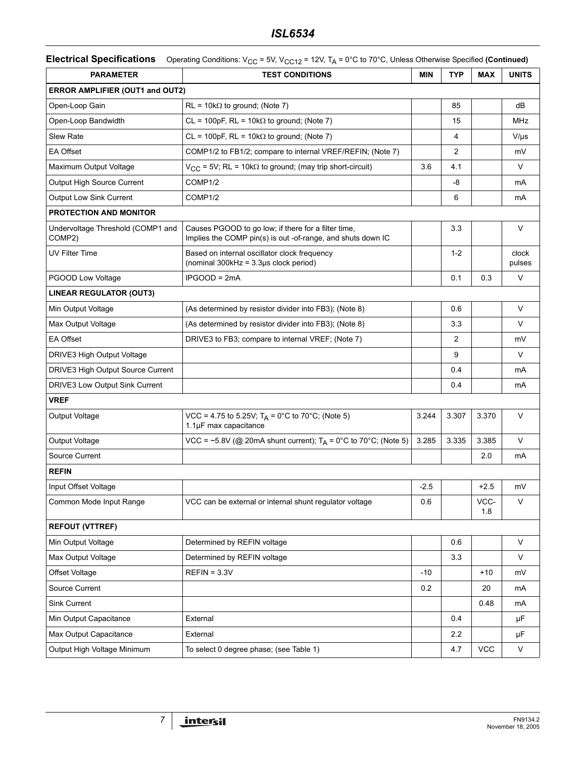**Electrical Specifications** Operating Conditions: $V_{CC}$ = 5V, $V_{CC12}$ = 12V, $T_A$ = 0°C to 70°C, Unless Otherwise Specified **(Continued)**

| PARAMETER | TEST CONDITIONS | MIN | TYP | MAX | UNITS |
|---|---|---|---|---|---|
| **ERROR AMPLIFIER (OUT1 and OUT2)** | | | | | |
| Open-Loop Gain | RL = 10kΩ to ground; (Note 7) | | 85 | | dB |
| Open-Loop Bandwidth | CL = 100pF, RL = 10kΩ to ground; (Note 7) | | 15 | | MHz |
| Slew Rate | CL = 100pF, RL = 10kΩ to ground; (Note 7) | | 4 | | V/µs |
| EA Offset | COMP1/2 to FB1/2; compare to internal VREF/REFIN; (Note 7) | | 2 | | mV |
| Maximum Output Voltage | $V_{CC}$ = 5V; RL = 10kΩ to ground; (may trip short-circuit) | 3.6 | 4.1 | | V |
| Output High Source Current | COMP1/2 | | -8 | | mA |
| Output Low Sink Current | COMP1/2 | | 6 | | mA |
| **PROTECTION AND MONITOR** | | | | | |
| Undervoltage Threshold (COMP1 and COMP2) | Causes PGOOD to go low; if there for a filter time, Implies the COMP pin(s) is out -of-range, and shuts down IC | | 3.3 | | V |
| UV Filter Time | Based on internal oscillator clock frequency (nominal 300kHz = 3.3µs clock period) | | 1-2 | | clock pulses |
| PGOOD Low Voltage | IPGOOD = 2mA | | 0.1 | 0.3 | V |
| **LINEAR REGULATOR (OUT3)** | | | | | |
| Min Output Voltage | (As determined by resistor divider into FB3); (Note 8) | | 0.6 | | V |
| Max Output Voltage | (As determined by resistor divider into FB3); (Note 8) | | 3.3 | | V |
| EA Offset | DRIVE3 to FB3; compare to internal VREF; (Note 7) | | 2 | | mV |
| DRIVE3 High Output Voltage | | | 9 | | V |
| DRIVE3 High Output Source Current | | | 0.4 | | mA |
| DRIVE3 Low Output Sink Current | | | 0.4 | | mA |
| **VREF** | | | | | |
| Output Voltage | VCC = 4.75 to 5.25V; $T_A$ = 0°C to 70°C; (Note 5) 1.1µF max capacitance | 3.244 | 3.307 | 3.370 | V |
| Output Voltage | VCC = ~5.8V (@ 20mA shunt current); $T_A$ = 0°C to 70°C; (Note 5) | 3.285 | 3.335 | 3.385 | V |
| Source Current | | | | 2.0 | mA |
| **REFIN** | | | | | |
| Input Offset Voltage | | -2.5 | | +2.5 | mV |
| Common Mode Input Range | VCC can be external or internal shunt regulator voltage | 0.6 | | VCC-1.8 | V |
| **REFOUT (VTTREF)** | | | | | |
| Min Output Voltage | Determined by REFIN voltage | | 0.6 | | V |
| Max Output Voltage | Determined by REFIN voltage | | 3.3 | | V |
| Offset Voltage | REFIN = 3.3V | -10 | | +10 | mV |
| Source Current | | 0.2 | | 20 | mA |
| Sink Current | | | | 0.48 | mA |
| Min Output Capacitance | External | | 0.4 | | µF |
| Max Output Capacitance | External | | 2.2 | | µF |
| Output High Voltage Minimum | To select 0 degree phase; (see Table 1) | | 4.7 | VCC | V |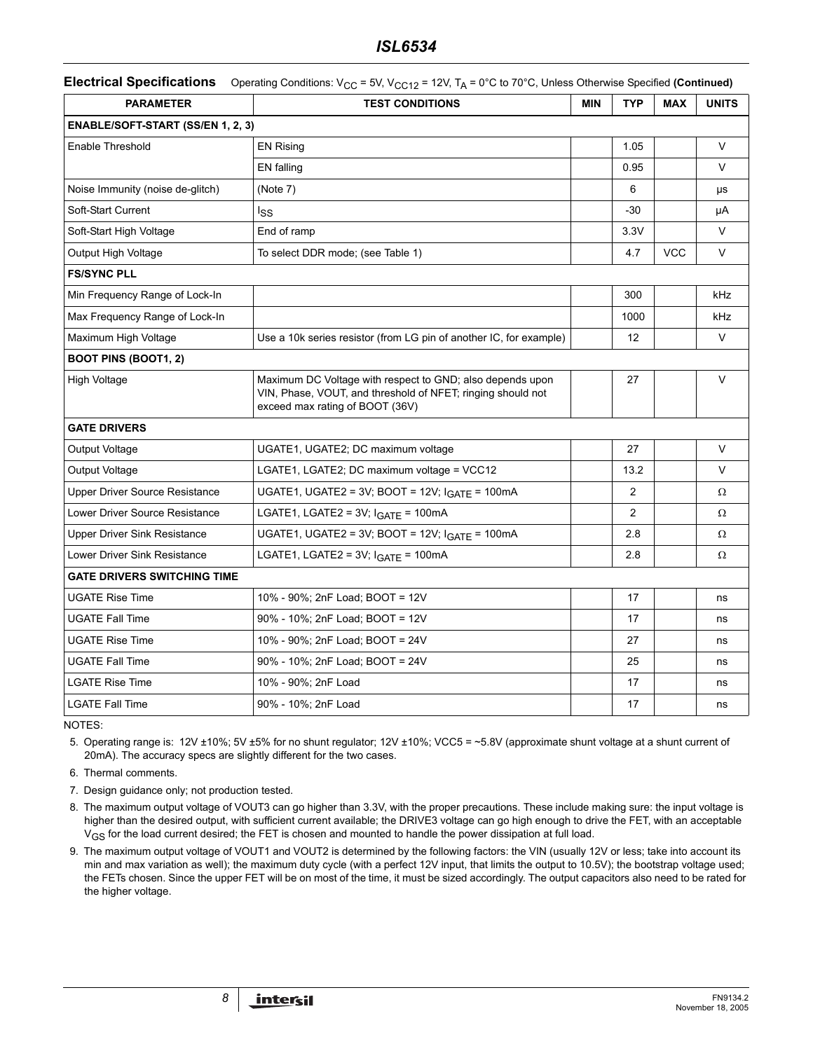**Electrical Specifications** Operating Conditions: $V_{CC}$ = 5V, $V_{CC12}$ = 12V, $T_A$ = 0°C to 70°C, Unless Otherwise Specified **(Continued)**

| PARAMETER | TEST CONDITIONS | MIN | TYP | MAX | UNITS |
|---|---|---|---|---|---|
| **ENABLE/SOFT-START (SS/EN 1, 2, 3)** | | | | | |
| Enable Threshold | EN Rising | | 1.05 | | V |
| | EN falling | | 0.95 | | V |
| Noise Immunity (noise de-glitch) | (Note 7) | | 6 | | µs |
| Soft-Start Current | $I_{SS}$ | | -30 | | µA |
| Soft-Start High Voltage | End of ramp | | 3.3V | | V |
| Output High Voltage | To select DDR mode; (see Table 1) | | 4.7 | VCC | V |
| **FS/SYNC PLL** | | | | | |
| Min Frequency Range of Lock-In | | | 300 | | kHz |
| Max Frequency Range of Lock-In | | | 1000 | | kHz |
| Maximum High Voltage | Use a 10k series resistor (from LG pin of another IC, for example) | | 12 | | V |
| **BOOT PINS (BOOT1, 2)** | | | | | |
| High Voltage | Maximum DC Voltage with respect to GND; also depends upon VIN, Phase, VOUT, and threshold of NFET; ringing should not exceed max rating of BOOT (36V) | | 27 | | V |
| **GATE DRIVERS** | | | | | |
| Output Voltage | UGATE1, UGATE2; DC maximum voltage | | 27 | | V |
| Output Voltage | LGATE1, LGATE2; DC maximum voltage = VCC12 | | 13.2 | | V |
| Upper Driver Source Resistance | UGATE1, UGATE2 = 3V; BOOT = 12V; $I_{GATE}$ = 100mA | | 2 | | Ω |
| Lower Driver Source Resistance | LGATE1, LGATE2 = 3V; $I_{GATE}$ = 100mA | | 2 | | Ω |
| Upper Driver Sink Resistance | UGATE1, UGATE2 = 3V; BOOT = 12V; $I_{GATE}$ = 100mA | | 2.8 | | Ω |
| Lower Driver Sink Resistance | LGATE1, LGATE2 = 3V; $I_{GATE}$ = 100mA | | 2.8 | | Ω |
| **GATE DRIVERS SWITCHING TIME** | | | | | |
| UGATE Rise Time | 10% - 90%; 2nF Load; BOOT = 12V | | 17 | | ns |
| UGATE Fall Time | 90% - 10%; 2nF Load; BOOT = 12V | | 17 | | ns |
| UGATE Rise Time | 10% - 90%; 2nF Load; BOOT = 24V | | 27 | | ns |
| UGATE Fall Time | 90% - 10%; 2nF Load; BOOT = 24V | | 25 | | ns |
| LGATE Rise Time | 10% - 90%; 2nF Load | | 17 | | ns |
| LGATE Fall Time | 90% - 10%; 2nF Load | | 17 | | ns |

NOTES:

5. Operating range is: 12V ±10%; 5V ±5% for no shunt regulator; 12V ±10%; VCC5 = ~5.8V (approximate shunt voltage at a shunt current of 20mA). The accuracy specs are slightly different for the two cases.
6. Thermal comments.
7. Design guidance only; not production tested.
8. The maximum output voltage of VOUT3 can go higher than 3.3V, with the proper precautions. These include making sure: the input voltage is higher than the desired output, with sufficient current available; the DRIVE3 voltage can go high enough to drive the FET, with an acceptable $V_{GS}$ for the load current desired; the FET is chosen and mounted to handle the power dissipation at full load.
9. The maximum output voltage of VOUT1 and VOUT2 is determined by the following factors: the VIN (usually 12V or less; take into account its min and max variation as well); the maximum duty cycle (with a perfect 12V input, that limits the output to 10.5V); the bootstrap voltage used; the FETs chosen. Since the upper FET will be on most of the time, it must be sized accordingly. The output capacitors also need to be rated for the higher voltage.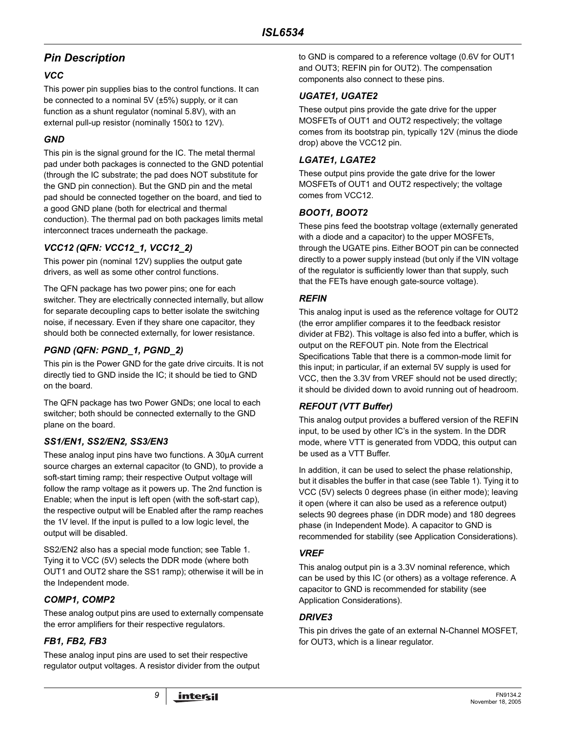## Pin Description

### VCC

This power pin supplies bias to the control functions. It can be connected to a nominal 5V (±5%) supply, or it can function as a shunt regulator (nominal 5.8V), with an external pull-up resistor (nominally 150Ω to 12V).

### GND

This pin is the signal ground for the IC. The metal thermal pad under both packages is connected to the GND potential (through the IC substrate; the pad does NOT substitute for the GND pin connection). But the GND pin and the metal pad should be connected together on the board, and tied to a good GND plane (both for electrical and thermal conduction). The thermal pad on both packages limits metal interconnect traces underneath the package.

### VCC12 (QFN: VCC12_1, VCC12_2)

This power pin (nominal 12V) supplies the output gate drivers, as well as some other control functions.

The QFN package has two power pins; one for each switcher. They are electrically connected internally, but allow for separate decoupling caps to better isolate the switching noise, if necessary. Even if they share one capacitor, they should both be connected externally, for lower resistance.

### PGND (QFN: PGND_1, PGND_2)

This pin is the Power GND for the gate drive circuits. It is not directly tied to GND inside the IC; it should be tied to GND on the board.

The QFN package has two Power GNDs; one local to each switcher; both should be connected externally to the GND plane on the board.

### SS1/EN1, SS2/EN2, SS3/EN3

These analog input pins have two functions. A 30µA current source charges an external capacitor (to GND), to provide a soft-start timing ramp; their respective Output voltage will follow the ramp voltage as it powers up. The 2nd function is Enable; when the input is left open (with the soft-start cap), the respective output will be Enabled after the ramp reaches the 1V level. If the input is pulled to a low logic level, the output will be disabled.

SS2/EN2 also has a special mode function; see Table 1. Tying it to VCC (5V) selects the DDR mode (where both OUT1 and OUT2 share the SS1 ramp); otherwise it will be in the Independent mode.

### COMP1, COMP2

These analog output pins are used to externally compensate the error amplifiers for their respective regulators.

### FB1, FB2, FB3

These analog input pins are used to set their respective regulator output voltages. A resistor divider from the output to GND is compared to a reference voltage (0.6V for OUT1 and OUT3; REFIN pin for OUT2). The compensation components also connect to these pins.

### UGATE1, UGATE2

These output pins provide the gate drive for the upper MOSFETs of OUT1 and OUT2 respectively; the voltage comes from its bootstrap pin, typically 12V (minus the diode drop) above the VCC12 pin.

### LGATE1, LGATE2

These output pins provide the gate drive for the lower MOSFETs of OUT1 and OUT2 respectively; the voltage comes from VCC12.

### BOOT1, BOOT2

These pins feed the bootstrap voltage (externally generated with a diode and a capacitor) to the upper MOSFETs, through the UGATE pins. Either BOOT pin can be connected directly to a power supply instead (but only if the VIN voltage of the regulator is sufficiently lower than that supply, such that the FETs have enough gate-source voltage).

### REFIN

This analog input is used as the reference voltage for OUT2 (the error amplifier compares it to the feedback resistor divider at FB2). This voltage is also fed into a buffer, which is output on the REFOUT pin. Note from the Electrical Specifications Table that there is a common-mode limit for this input; in particular, if an external 5V supply is used for VCC, then the 3.3V from VREF should not be used directly; it should be divided down to avoid running out of headroom.

### REFOUT (VTT Buffer)

This analog output provides a buffered version of the REFIN input, to be used by other IC's in the system. In the DDR mode, where VTT is generated from VDDQ, this output can be used as a VTT Buffer.

In addition, it can be used to select the phase relationship, but it disables the buffer in that case (see Table 1). Tying it to VCC (5V) selects 0 degrees phase (in either mode); leaving it open (where it can also be used as a reference output) selects 90 degrees phase (in DDR mode) and 180 degrees phase (in Independent Mode). A capacitor to GND is recommended for stability (see Application Considerations).

### VREF

This analog output pin is a 3.3V nominal reference, which can be used by this IC (or others) as a voltage reference. A capacitor to GND is recommended for stability (see Application Considerations).

### DRIVE3

This pin drives the gate of an external N-Channel MOSFET, for OUT3, which is a linear regulator.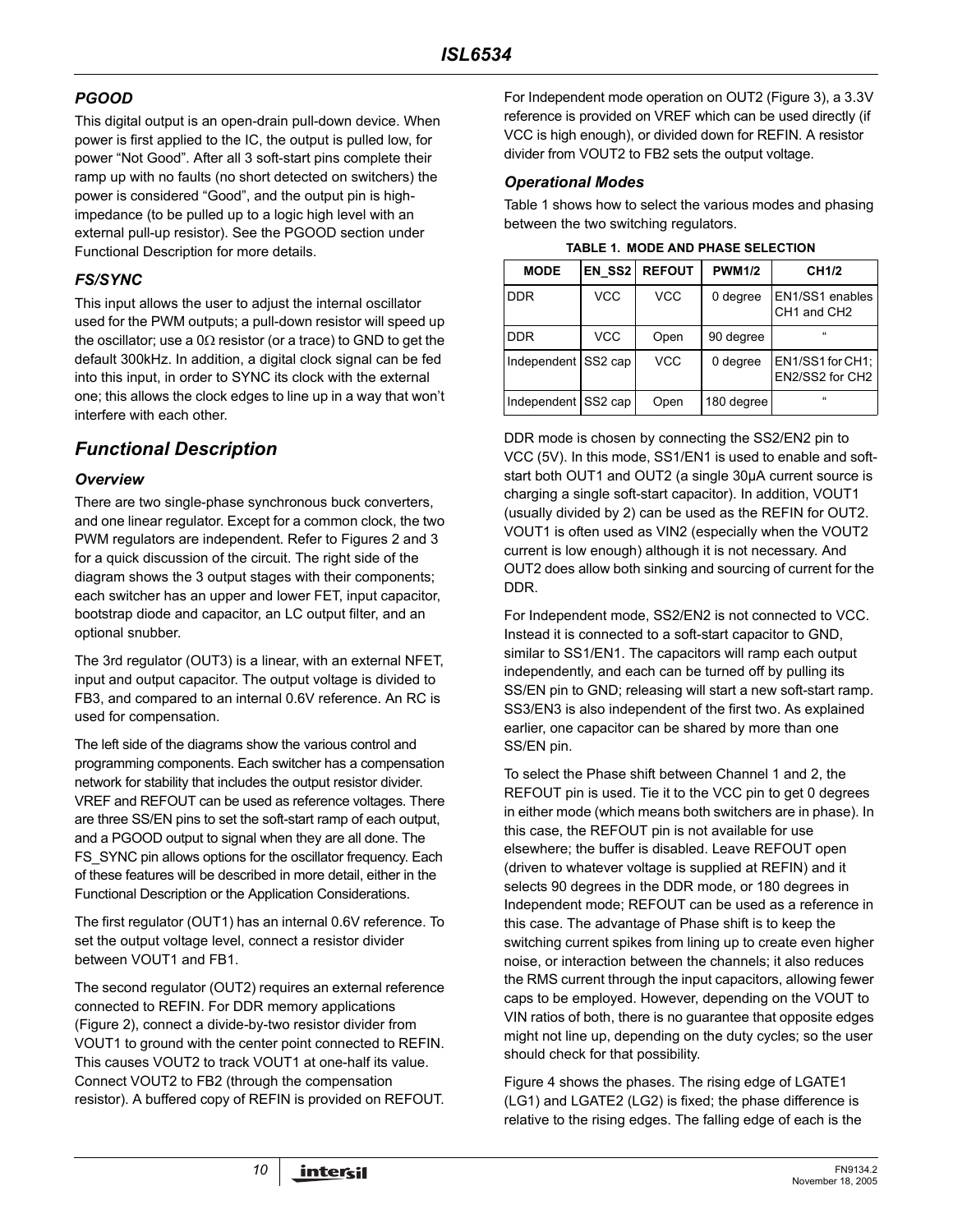### *PGOOD*

This digital output is an open-drain pull-down device. When power is first applied to the IC, the output is pulled low, for power "Not Good". After all 3 soft-start pins complete their ramp up with no faults (no short detected on switchers) the power is considered "Good", and the output pin is high-impedance (to be pulled up to a logic high level with an external pull-up resistor). See the PGOOD section under Functional Description for more details.

### *FS/SYNC*

This input allows the user to adjust the internal oscillator used for the PWM outputs; a pull-down resistor will speed up the oscillator; use a 0Ω resistor (or a trace) to GND to get the default 300kHz. In addition, a digital clock signal can be fed into this input, in order to SYNC its clock with the external one; this allows the clock edges to line up in a way that won't interfere with each other.

## *Functional Description*

### *Overview*

There are two single-phase synchronous buck converters, and one linear regulator. Except for a common clock, the two PWM regulators are independent. Refer to Figures 2 and 3 for a quick discussion of the circuit. The right side of the diagram shows the 3 output stages with their components; each switcher has an upper and lower FET, input capacitor, bootstrap diode and capacitor, an LC output filter, and an optional snubber.

The 3rd regulator (OUT3) is a linear, with an external NFET, input and output capacitor. The output voltage is divided to FB3, and compared to an internal 0.6V reference. An RC is used for compensation.

The left side of the diagrams show the various control and programming components. Each switcher has a compensation network for stability that includes the output resistor divider. VREF and REFOUT can be used as reference voltages. There are three SS/EN pins to set the soft-start ramp of each output, and a PGOOD output to signal when they are all done. The FS_SYNC pin allows options for the oscillator frequency. Each of these features will be described in more detail, either in the Functional Description or the Application Considerations.

The first regulator (OUT1) has an internal 0.6V reference. To set the output voltage level, connect a resistor divider between VOUT1 and FB1.

The second regulator (OUT2) requires an external reference connected to REFIN. For DDR memory applications (Figure 2), connect a divide-by-two resistor divider from VOUT1 to ground with the center point connected to REFIN. This causes VOUT2 to track VOUT1 at one-half its value. Connect VOUT2 to FB2 (through the compensation resistor). A buffered copy of REFIN is provided on REFOUT.

For Independent mode operation on OUT2 (Figure 3), a 3.3V reference is provided on VREF which can be used directly (if VCC is high enough), or divided down for REFIN. A resistor divider from VOUT2 to FB2 sets the output voltage.

### *Operational Modes*

Table 1 shows how to select the various modes and phasing between the two switching regulators.

**TABLE 1. MODE AND PHASE SELECTION**

| MODE | EN_SS2 | REFOUT | PWM1/2 | CH1/2 |
|---|---|---|---|---|
| DDR | VCC | VCC | 0 degree | EN1/SS1 enables CH1 and CH2 |
| DDR | VCC | Open | 90 degree | " |
| Independent | SS2 cap | VCC | 0 degree | EN1/SS1 for CH1; EN2/SS2 for CH2 |
| Independent | SS2 cap | Open | 180 degree | " |

DDR mode is chosen by connecting the SS2/EN2 pin to VCC (5V). In this mode, SS1/EN1 is used to enable and soft-start both OUT1 and OUT2 (a single 30μA current source is charging a single soft-start capacitor). In addition, VOUT1 (usually divided by 2) can be used as the REFIN for OUT2. VOUT1 is often used as VIN2 (especially when the VOUT2 current is low enough) although it is not necessary. And OUT2 does allow both sinking and sourcing of current for the DDR.

For Independent mode, SS2/EN2 is not connected to VCC. Instead it is connected to a soft-start capacitor to GND, similar to SS1/EN1. The capacitors will ramp each output independently, and each can be turned off by pulling its SS/EN pin to GND; releasing will start a new soft-start ramp. SS3/EN3 is also independent of the first two. As explained earlier, one capacitor can be shared by more than one SS/EN pin.

To select the Phase shift between Channel 1 and 2, the REFOUT pin is used. Tie it to the VCC pin to get 0 degrees in either mode (which means both switchers are in phase). In this case, the REFOUT pin is not available for use elsewhere; the buffer is disabled. Leave REFOUT open (driven to whatever voltage is supplied at REFIN) and it selects 90 degrees in the DDR mode, or 180 degrees in Independent mode; REFOUT can be used as a reference in this case. The advantage of Phase shift is to keep the switching current spikes from lining up to create even higher noise, or interaction between the channels; it also reduces the RMS current through the input capacitors, allowing fewer caps to be employed. However, depending on the VOUT to VIN ratios of both, there is no guarantee that opposite edges might not line up, depending on the duty cycles; so the user should check for that possibility.

Figure 4 shows the phases. The rising edge of LGATE1 (LG1) and LGATE2 (LG2) is fixed; the phase difference is relative to the rising edges. The falling edge of each is the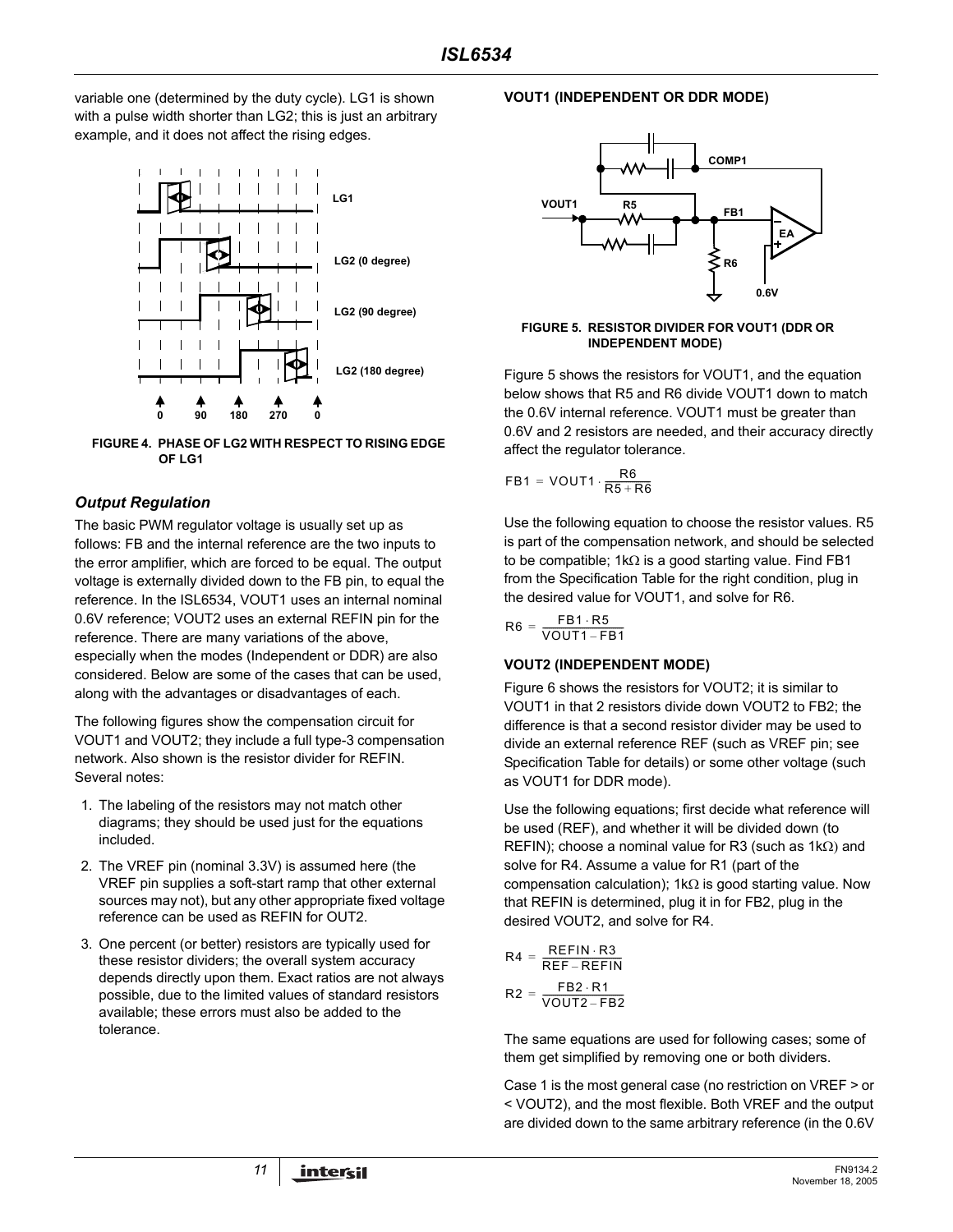variable one (determined by the duty cycle). LG1 is shown with a pulse width shorter than LG2; this is just an arbitrary example, and it does not affect the rising edges.

FIGURE 4. PHASE OF LG2 WITH RESPECT TO RISING EDGE OF LG1

### *Output Regulation*

The basic PWM regulator voltage is usually set up as follows: FB and the internal reference are the two inputs to the error amplifier, which are forced to be equal. The output voltage is externally divided down to the FB pin, to equal the reference. In the ISL6534, VOUT1 uses an internal nominal 0.6V reference; VOUT2 uses an external REFIN pin for the reference. There are many variations of the above, especially when the modes (Independent or DDR) are also considered. Below are some of the cases that can be used, along with the advantages or disadvantages of each.

The following figures show the compensation circuit for VOUT1 and VOUT2; they include a full type-3 compensation network. Also shown is the resistor divider for REFIN. Several notes:

1. The labeling of the resistors may not match other diagrams; they should be used just for the equations included.
2. The VREF pin (nominal 3.3V) is assumed here (the VREF pin supplies a soft-start ramp that other external sources may not), but any other appropriate fixed voltage reference can be used as REFIN for OUT2.
3. One percent (or better) resistors are typically used for these resistor dividers; the overall system accuracy depends directly upon them. Exact ratios are not always possible, due to the limited values of standard resistors available; these errors must also be added to the tolerance.

**VOUT1 (INDEPENDENT OR DDR MODE)**

FIGURE 5. RESISTOR DIVIDER FOR VOUT1 (DDR OR INDEPENDENT MODE)

Figure 5 shows the resistors for VOUT1, and the equation below shows that R5 and R6 divide VOUT1 down to match the 0.6V internal reference. VOUT1 must be greater than 0.6V and 2 resistors are needed, and their accuracy directly affect the regulator tolerance.

$$FB1 = VOUT1 \cdot \frac{R6}{R5 + R6}$$

Use the following equation to choose the resistor values. R5 is part of the compensation network, and should be selected to be compatible; 1kΩ is a good starting value. Find FB1 from the Specification Table for the right condition, plug in the desired value for VOUT1, and solve for R6.

$$R6 = \frac{FB1 \cdot R5}{VOUT1 - FB1}$$

**VOUT2 (INDEPENDENT MODE)**

Figure 6 shows the resistors for VOUT2; it is similar to VOUT1 in that 2 resistors divide down VOUT2 to FB2; the difference is that a second resistor divider may be used to divide an external reference REF (such as VREF pin; see Specification Table for details) or some other voltage (such as VOUT1 for DDR mode).

Use the following equations; first decide what reference will be used (REF), and whether it will be divided down (to REFIN); choose a nominal value for R3 (such as 1kΩ) and solve for R4. Assume a value for R1 (part of the compensation calculation); 1kΩ is good starting value. Now that REFIN is determined, plug it in for FB2, plug in the desired VOUT2, and solve for R4.

$$R4 = \frac{REFIN \cdot R3}{REF - REFIN}$$

$$R2 = \frac{FB2 \cdot R1}{VOUT2 - FB2}$$

The same equations are used for following cases; some of them get simplified by removing one or both dividers.

Case 1 is the most general case (no restriction on VREF > or < VOUT2), and the most flexible. Both VREF and the output are divided down to the same arbitrary reference (in the 0.6V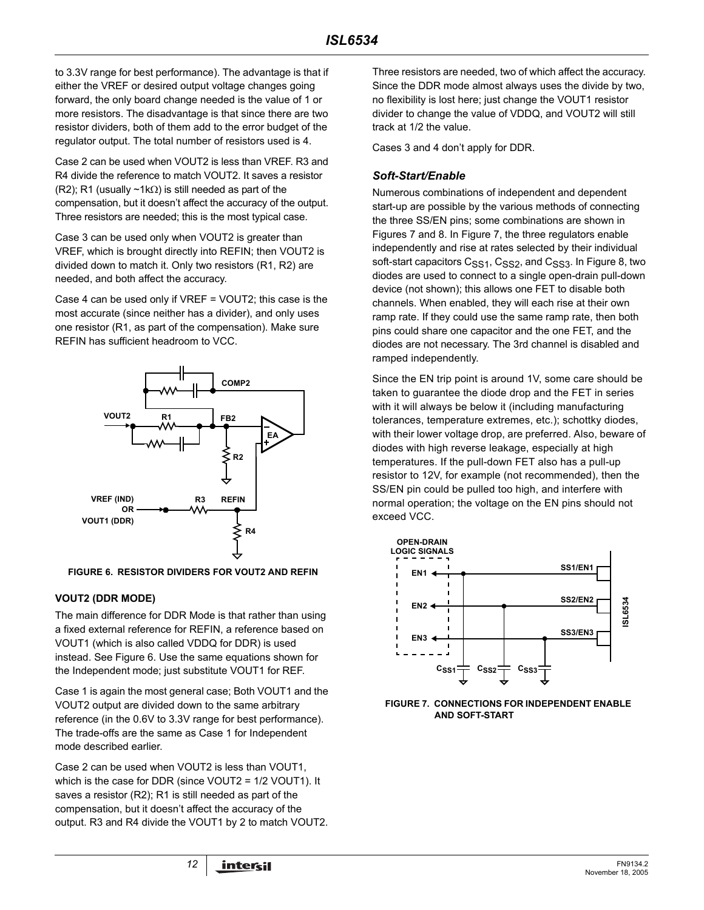to 3.3V range for best performance). The advantage is that if either the VREF or desired output voltage changes going forward, the only board change needed is the value of 1 or more resistors. The disadvantage is that since there are two resistor dividers, both of them add to the error budget of the regulator output. The total number of resistors used is 4.

Case 2 can be used when VOUT2 is less than VREF. R3 and R4 divide the reference to match VOUT2. It saves a resistor (R2); R1 (usually ~1kΩ) is still needed as part of the compensation, but it doesn't affect the accuracy of the output. Three resistors are needed; this is the most typical case.

Case 3 can be used only when VOUT2 is greater than VREF, which is brought directly into REFIN; then VOUT2 is divided down to match it. Only two resistors (R1, R2) are needed, and both affect the accuracy.

Case 4 can be used only if VREF = VOUT2; this case is the most accurate (since neither has a divider), and only uses one resistor (R1, as part of the compensation). Make sure REFIN has sufficient headroom to VCC.

FIGURE 6. RESISTOR DIVIDERS FOR VOUT2 AND REFIN

### VOUT2 (DDR MODE)

The main difference for DDR Mode is that rather than using a fixed external reference for REFIN, a reference based on VOUT1 (which is also called VDDQ for DDR) is used instead. See Figure 6. Use the same equations shown for the Independent mode; just substitute VOUT1 for REF.

Case 1 is again the most general case; Both VOUT1 and the VOUT2 output are divided down to the same arbitrary reference (in the 0.6V to 3.3V range for best performance). The trade-offs are the same as Case 1 for Independent mode described earlier.

Case 2 can be used when VOUT2 is less than VOUT1, which is the case for DDR (since VOUT2 = 1/2 VOUT1). It saves a resistor (R2); R1 is still needed as part of the compensation, but it doesn't affect the accuracy of the output. R3 and R4 divide the VOUT1 by 2 to match VOUT2. Three resistors are needed, two of which affect the accuracy. Since the DDR mode almost always uses the divide by two, no flexibility is lost here; just change the VOUT1 resistor divider to change the value of VDDQ, and VOUT2 will still track at 1/2 the value.

Cases 3 and 4 don't apply for DDR.

### *Soft-Start/Enable*

Numerous combinations of independent and dependent start-up are possible by the various methods of connecting the three SS/EN pins; some combinations are shown in Figures 7 and 8. In Figure 7, the three regulators enable independently and rise at rates selected by their individual soft-start capacitors $C_{SS1}$, $C_{SS2}$, and $C_{SS3}$. In Figure 8, two diodes are used to connect to a single open-drain pull-down device (not shown); this allows one FET to disable both channels. When enabled, they will each rise at their own ramp rate. If they could use the same ramp rate, then both pins could share one capacitor and the one FET, and the diodes are not necessary. The 3rd channel is disabled and ramped independently.

Since the EN trip point is around 1V, some care should be taken to guarantee the diode drop and the FET in series with it will always be below it (including manufacturing tolerances, temperature extremes, etc.); schottky diodes, with their lower voltage drop, are preferred. Also, beware of diodes with high reverse leakage, especially at high temperatures. If the pull-down FET also has a pull-up resistor to 12V, for example (not recommended), then the SS/EN pin could be pulled too high, and interfere with normal operation; the voltage on the EN pins should not exceed VCC.

FIGURE 7. CONNECTIONS FOR INDEPENDENT ENABLE AND SOFT-START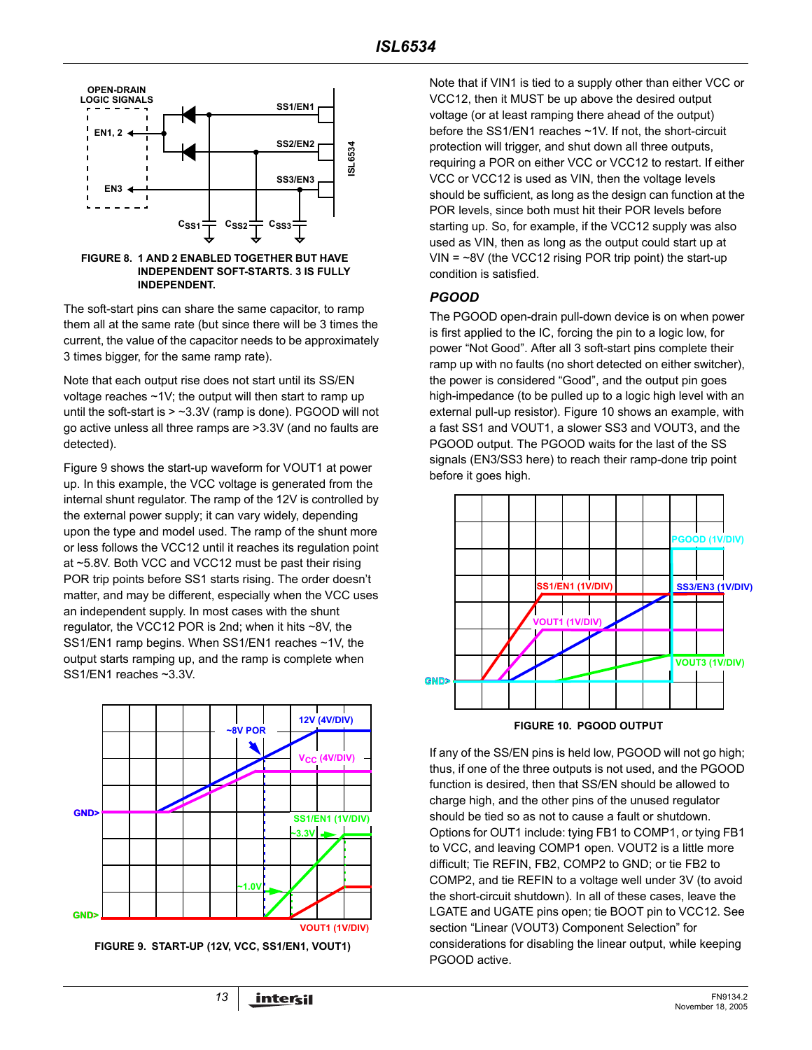FIGURE 8. 1 AND 2 ENABLED TOGETHER BUT HAVE INDEPENDENT SOFT-STARTS. 3 IS FULLY INDEPENDENT.

The soft-start pins can share the same capacitor, to ramp them all at the same rate (but since there will be 3 times the current, the value of the capacitor needs to be approximately 3 times bigger, for the same ramp rate).

Note that each output rise does not start until its SS/EN voltage reaches ~1V; the output will then start to ramp up until the soft-start is > ~3.3V (ramp is done). PGOOD will not go active unless all three ramps are >3.3V (and no faults are detected).

Figure 9 shows the start-up waveform for VOUT1 at power up. In this example, the VCC voltage is generated from the internal shunt regulator. The ramp of the 12V is controlled by the external power supply; it can vary widely, depending upon the type and model used. The ramp of the shunt more or less follows the VCC12 until it reaches its regulation point at ~5.8V. Both VCC and VCC12 must be past their rising POR trip points before SS1 starts rising. The order doesn't matter, and may be different, especially when the VCC uses an independent supply. In most cases with the shunt regulator, the VCC12 POR is 2nd; when it hits ~8V, the SS1/EN1 ramp begins. When SS1/EN1 reaches ~1V, the output starts ramping up, and the ramp is complete when SS1/EN1 reaches ~3.3V.

FIGURE 9. START-UP (12V, VCC, SS1/EN1, VOUT1)

Note that if VIN1 is tied to a supply other than either VCC or VCC12, then it MUST be up above the desired output voltage (or at least ramping there ahead of the output) before the SS1/EN1 reaches ~1V. If not, the short-circuit protection will trigger, and shut down all three outputs, requiring a POR on either VCC or VCC12 to restart. If either VCC or VCC12 is used as VIN, then the voltage levels should be sufficient, as long as the design can function at the POR levels, since both must hit their POR levels before starting up. So, for example, if the VCC12 supply was also used as VIN, then as long as the output could start up at VIN = ~8V (the VCC12 rising POR trip point) the start-up condition is satisfied.

## PGOOD

The PGOOD open-drain pull-down device is on when power is first applied to the IC, forcing the pin to a logic low, for power "Not Good". After all 3 soft-start pins complete their ramp up with no faults (no short detected on either switcher), the power is considered "Good", and the output pin goes high-impedance (to be pulled up to a logic high level with an external pull-up resistor). Figure 10 shows an example, with a fast SS1 and VOUT1, a slower SS3 and VOUT3, and the PGOOD output. The PGOOD waits for the last of the SS signals (EN3/SS3 here) to reach their ramp-done trip point before it goes high.

FIGURE 10. PGOOD OUTPUT

If any of the SS/EN pins is held low, PGOOD will not go high; thus, if one of the three outputs is not used, and the PGOOD function is desired, then that SS/EN should be allowed to charge high, and the other pins of the unused regulator should be tied so as not to cause a fault or shutdown. Options for OUT1 include: tying FB1 to COMP1, or tying FB1 to VCC, and leaving COMP1 open. VOUT2 is a little more difficult; Tie REFIN, FB2, COMP2 to GND; or tie FB2 to COMP2, and tie REFIN to a voltage well under 3V (to avoid the short-circuit shutdown). In all of these cases, leave the LGATE and UGATE pins open; tie BOOT pin to VCC12. See section "Linear (VOUT3) Component Selection" for considerations for disabling the linear output, while keeping PGOOD active.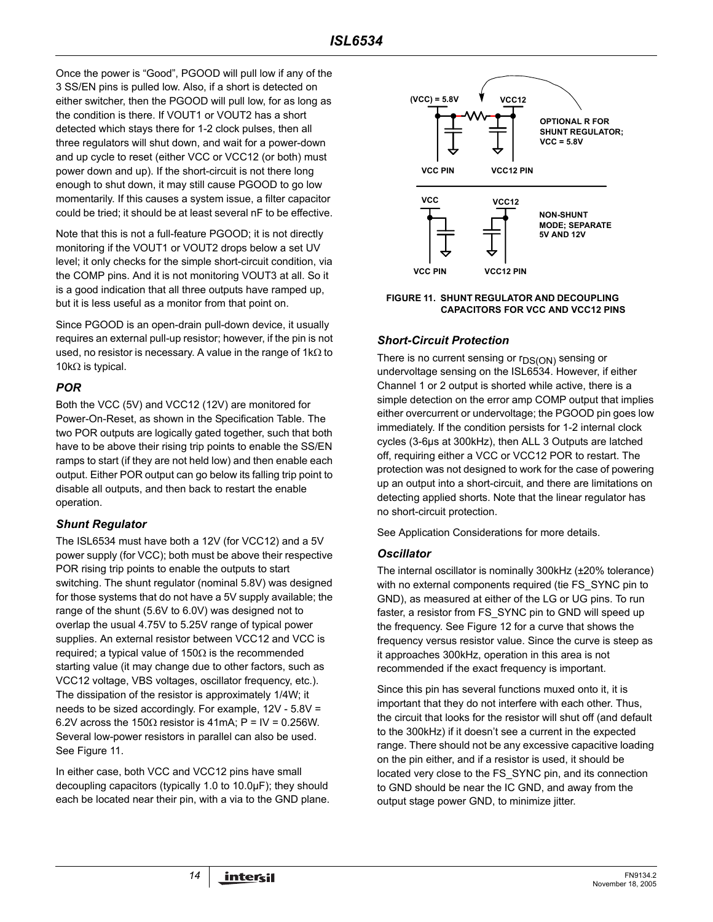Once the power is "Good", PGOOD will pull low if any of the 3 SS/EN pins is pulled low. Also, if a short is detected on either switcher, then the PGOOD will pull low, for as long as the condition is there. If VOUT1 or VOUT2 has a short detected which stays there for 1-2 clock pulses, then all three regulators will shut down, and wait for a power-down and up cycle to reset (either VCC or VCC12 (or both) must power down and up). If the short-circuit is not there long enough to shut down, it may still cause PGOOD to go low momentarily. If this causes a system issue, a filter capacitor could be tried; it should be at least several nF to be effective.

Note that this is not a full-feature PGOOD; it is not directly monitoring if the VOUT1 or VOUT2 drops below a set UV level; it only checks for the simple short-circuit condition, via the COMP pins. And it is not monitoring VOUT3 at all. So it is a good indication that all three outputs have ramped up, but it is less useful as a monitor from that point on.

Since PGOOD is an open-drain pull-down device, it usually requires an external pull-up resistor; however, if the pin is not used, no resistor is necessary. A value in the range of 1kΩ to 10kΩ is typical.

### POR

Both the VCC (5V) and VCC12 (12V) are monitored for Power-On-Reset, as shown in the Specification Table. The two POR outputs are logically gated together, such that both have to be above their rising trip points to enable the SS/EN ramps to start (if they are not held low) and then enable each output. Either POR output can go below its falling trip point to disable all outputs, and then back to restart the enable operation.

### Shunt Regulator

The ISL6534 must have both a 12V (for VCC12) and a 5V power supply (for VCC); both must be above their respective POR rising trip points to enable the outputs to start switching. The shunt regulator (nominal 5.8V) was designed for those systems that do not have a 5V supply available; the range of the shunt (5.6V to 6.0V) was designed not to overlap the usual 4.75V to 5.25V range of typical power supplies. An external resistor between VCC12 and VCC is required; a typical value of 150Ω is the recommended starting value (it may change due to other factors, such as VCC12 voltage, VBS voltages, oscillator frequency, etc.). The dissipation of the resistor is approximately 1/4W; it needs to be sized accordingly. For example, 12V - 5.8V = 6.2V across the 150Ω resistor is 41mA; P = IV = 0.256W. Several low-power resistors in parallel can also be used. See Figure 11.

In either case, both VCC and VCC12 pins have small decoupling capacitors (typically 1.0 to 10.0µF); they should each be located near their pin, with a via to the GND plane.

(VCC) = 5.8V VCC12 OPTIONAL R FOR SHUNT REGULATOR; VCC = 5.8V VCC PIN VCC12 PIN

VCC VCC12 NON-SHUNT MODE; SEPARATE 5V AND 12V VCC PIN VCC12 PIN

**FIGURE 11. SHUNT REGULATOR AND DECOUPLING CAPACITORS FOR VCC AND VCC12 PINS**

### Short-Circuit Protection

There is no current sensing or $r_{DS(ON)}$ sensing or undervoltage sensing on the ISL6534. However, if either Channel 1 or 2 output is shorted while active, there is a simple detection on the error amp COMP output that implies either overcurrent or undervoltage; the PGOOD pin goes low immediately. If the condition persists for 1-2 internal clock cycles (3-6µs at 300kHz), then ALL 3 Outputs are latched off, requiring either a VCC or VCC12 POR to restart. The protection was not designed to work for the case of powering up an output into a short-circuit, and there are limitations on detecting applied shorts. Note that the linear regulator has no short-circuit protection.

See Application Considerations for more details.

### Oscillator

The internal oscillator is nominally 300kHz (±20% tolerance) with no external components required (tie FS_SYNC pin to GND), as measured at either of the LG or UG pins. To run faster, a resistor from FS_SYNC pin to GND will speed up the frequency. See Figure 12 for a curve that shows the frequency versus resistor value. Since the curve is steep as it approaches 300kHz, operation in this area is not recommended if the exact frequency is important.

Since this pin has several functions muxed onto it, it is important that they do not interfere with each other. Thus, the circuit that looks for the resistor will shut off (and default to the 300kHz) if it doesn't see a current in the expected range. There should not be any excessive capacitive loading on the pin either, and if a resistor is used, it should be located very close to the FS_SYNC pin, and its connection to GND should be near the IC GND, and away from the output stage power GND, to minimize jitter.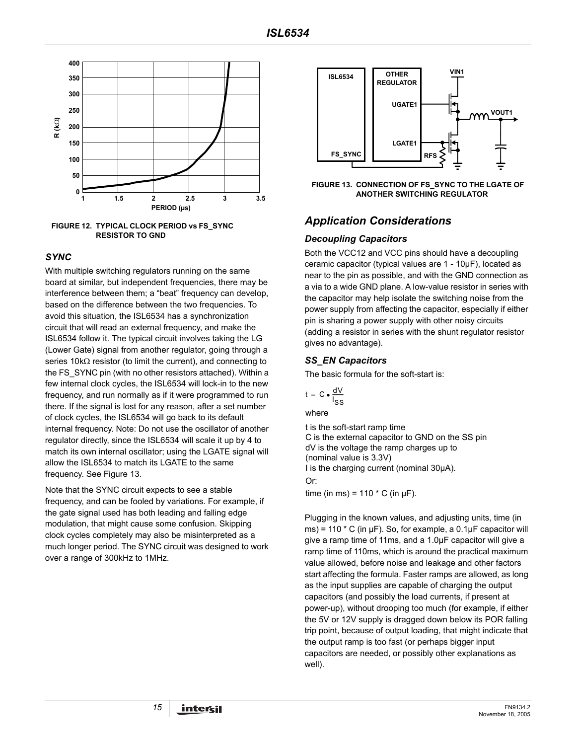FIGURE 12. TYPICAL CLOCK PERIOD vs FS_SYNC RESISTOR TO GND

### SYNC

With multiple switching regulators running on the same board at similar, but independent frequencies, there may be interference between them; a "beat" frequency can develop, based on the difference between the two frequencies. To avoid this situation, the ISL6534 has a synchronization circuit that will read an external frequency, and make the ISL6534 follow it. The typical circuit involves taking the LG (Lower Gate) signal from another regulator, going through a series 10kΩ resistor (to limit the current), and connecting to the FS_SYNC pin (with no other resistors attached). Within a few internal clock cycles, the ISL6534 will lock-in to the new frequency, and run normally as if it were programmed to run there. If the signal is lost for any reason, after a set number of clock cycles, the ISL6534 will go back to its default internal frequency. Note: Do not use the oscillator of another regulator directly, since the ISL6534 will scale it up by 4 to match its own internal oscillator; using the LGATE signal will allow the ISL6534 to match its LGATE to the same frequency. See Figure 13.

Note that the SYNC circuit expects to see a stable frequency, and can be fooled by variations. For example, if the gate signal used has both leading and falling edge modulation, that might cause some confusion. Skipping clock cycles completely may also be misinterpreted as a much longer period. The SYNC circuit was designed to work over a range of 300kHz to 1MHz.

FIGURE 13. CONNECTION OF FS_SYNC TO THE LGATE OF ANOTHER SWITCHING REGULATOR

## Application Considerations

### Decoupling Capacitors

Both the VCC12 and VCC pins should have a decoupling ceramic capacitor (typical values are 1 - 10µF), located as near to the pin as possible, and with the GND connection as a via to a wide GND plane. A low-value resistor in series with the capacitor may help isolate the switching noise from the power supply from affecting the capacitor, especially if either pin is sharing a power supply with other noisy circuits (adding a resistor in series with the shunt regulator resistor gives no advantage).

### SS_EN Capacitors

The basic formula for the soft-start is:

$$t = C \bullet \frac{dV}{I_{SS}}$$

where

t is the soft-start ramp time
C is the external capacitor to GND on the SS pin
dV is the voltage the ramp charges up to (nominal value is 3.3V)
I is the charging current (nominal 30µA).

Or:

time (in ms) = 110 * C (in µF).

Plugging in the known values, and adjusting units, time (in ms) = 110 * C (in µF). So, for example, a 0.1µF capacitor will give a ramp time of 11ms, and a 1.0µF capacitor will give a ramp time of 110ms, which is around the practical maximum value allowed, before noise and leakage and other factors start affecting the formula. Faster ramps are allowed, as long as the input supplies are capable of charging the output capacitors (and possibly the load currents, if present at power-up), without drooping too much (for example, if either the 5V or 12V supply is dragged down below its POR falling trip point, because of output loading, that might indicate that the output ramp is too fast (or perhaps bigger input capacitors are needed, or possibly other explanations as well).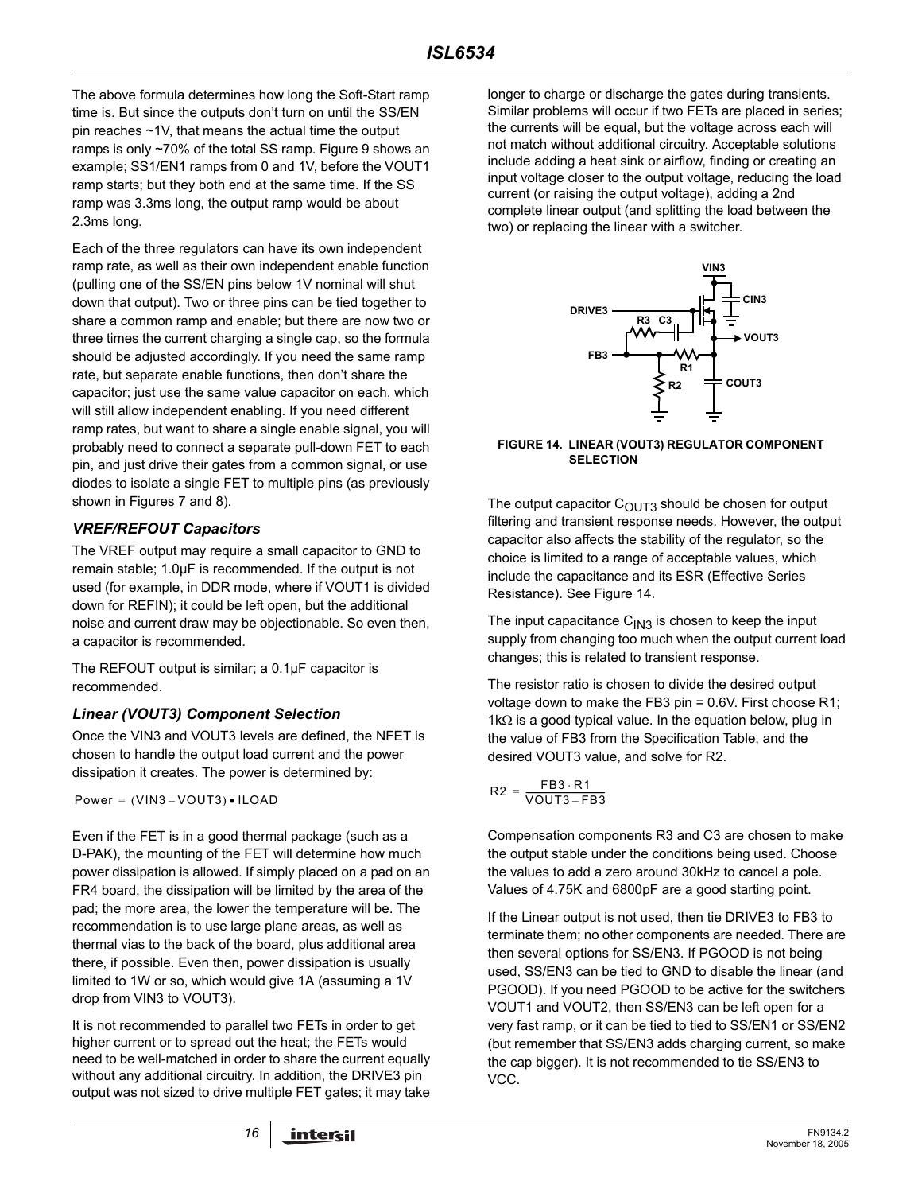The above formula determines how long the Soft-Start ramp time is. But since the outputs don't turn on until the SS/EN pin reaches ~1V, that means the actual time the output ramps is only ~70% of the total SS ramp. Figure 9 shows an example; SS1/EN1 ramps from 0 and 1V, before the VOUT1 ramp starts; but they both end at the same time. If the SS ramp was 3.3ms long, the output ramp would be about 2.3ms long.

Each of the three regulators can have its own independent ramp rate, as well as their own independent enable function (pulling one of the SS/EN pins below 1V nominal will shut down that output). Two or three pins can be tied together to share a common ramp and enable; but there are now two or three times the current charging a single cap, so the formula should be adjusted accordingly. If you need the same ramp rate, but separate enable functions, then don't share the capacitor; just use the same value capacitor on each, which will still allow independent enabling. If you need different ramp rates, but want to share a single enable signal, you will probably need to connect a separate pull-down FET to each pin, and just drive their gates from a common signal, or use diodes to isolate a single FET to multiple pins (as previously shown in Figures 7 and 8).

### *VREF/REFOUT Capacitors*

The VREF output may require a small capacitor to GND to remain stable; 1.0µF is recommended. If the output is not used (for example, in DDR mode, where if VOUT1 is divided down for REFIN); it could be left open, but the additional noise and current draw may be objectionable. So even then, a capacitor is recommended.

The REFOUT output is similar; a 0.1µF capacitor is recommended.

### *Linear (VOUT3) Component Selection*

Once the VIN3 and VOUT3 levels are defined, the NFET is chosen to handle the output load current and the power dissipation it creates. The power is determined by:

$$\text{Power} = (\text{VIN3} - \text{VOUT3}) \bullet \text{ILOAD}$$

Even if the FET is in a good thermal package (such as a D-PAK), the mounting of the FET will determine how much power dissipation is allowed. If simply placed on a pad on an FR4 board, the dissipation will be limited by the area of the pad; the more area, the lower the temperature will be. The recommendation is to use large plane areas, as well as thermal vias to the back of the board, plus additional area there, if possible. Even then, power dissipation is usually limited to 1W or so, which would give 1A (assuming a 1V drop from VIN3 to VOUT3).

It is not recommended to parallel two FETs in order to get higher current or to spread out the heat; the FETs would need to be well-matched in order to share the current equally without any additional circuitry. In addition, the DRIVE3 pin output was not sized to drive multiple FET gates; it may take longer to charge or discharge the gates during transients. Similar problems will occur if two FETs are placed in series; the currents will be equal, but the voltage across each will not match without additional circuitry. Acceptable solutions include adding a heat sink or airflow, finding or creating an input voltage closer to the output voltage, reducing the load current (or raising the output voltage), adding a 2nd complete linear output (and splitting the load between the two) or replacing the linear with a switcher.

**FIGURE 14. LINEAR (VOUT3) REGULATOR COMPONENT SELECTION**

The output capacitor $C_{OUT3}$ should be chosen for output filtering and transient response needs. However, the output capacitor also affects the stability of the regulator, so the choice is limited to a range of acceptable values, which include the capacitance and its ESR (Effective Series Resistance). See Figure 14.

The input capacitance $C_{IN3}$ is chosen to keep the input supply from changing too much when the output current load changes; this is related to transient response.

The resistor ratio is chosen to divide the desired output voltage down to make the FB3 pin = 0.6V. First choose R1; 1kΩ is a good typical value. In the equation below, plug in the value of FB3 from the Specification Table, and the desired VOUT3 value, and solve for R2.

$$\text{R2} = \frac{\text{FB3} \cdot \text{R1}}{\text{VOUT3} - \text{FB3}}$$

Compensation components R3 and C3 are chosen to make the output stable under the conditions being used. Choose the values to add a zero around 30kHz to cancel a pole. Values of 4.75K and 6800pF are a good starting point.

If the Linear output is not used, then tie DRIVE3 to FB3 to terminate them; no other components are needed. There are then several options for SS/EN3. If PGOOD is not being used, SS/EN3 can be tied to GND to disable the linear (and PGOOD). If you need PGOOD to be active for the switchers VOUT1 and VOUT2, then SS/EN3 can be left open for a very fast ramp, or it can be tied to tied to SS/EN1 or SS/EN2 (but remember that SS/EN3 adds charging current, so make the cap bigger). It is not recommended to tie SS/EN3 to VCC.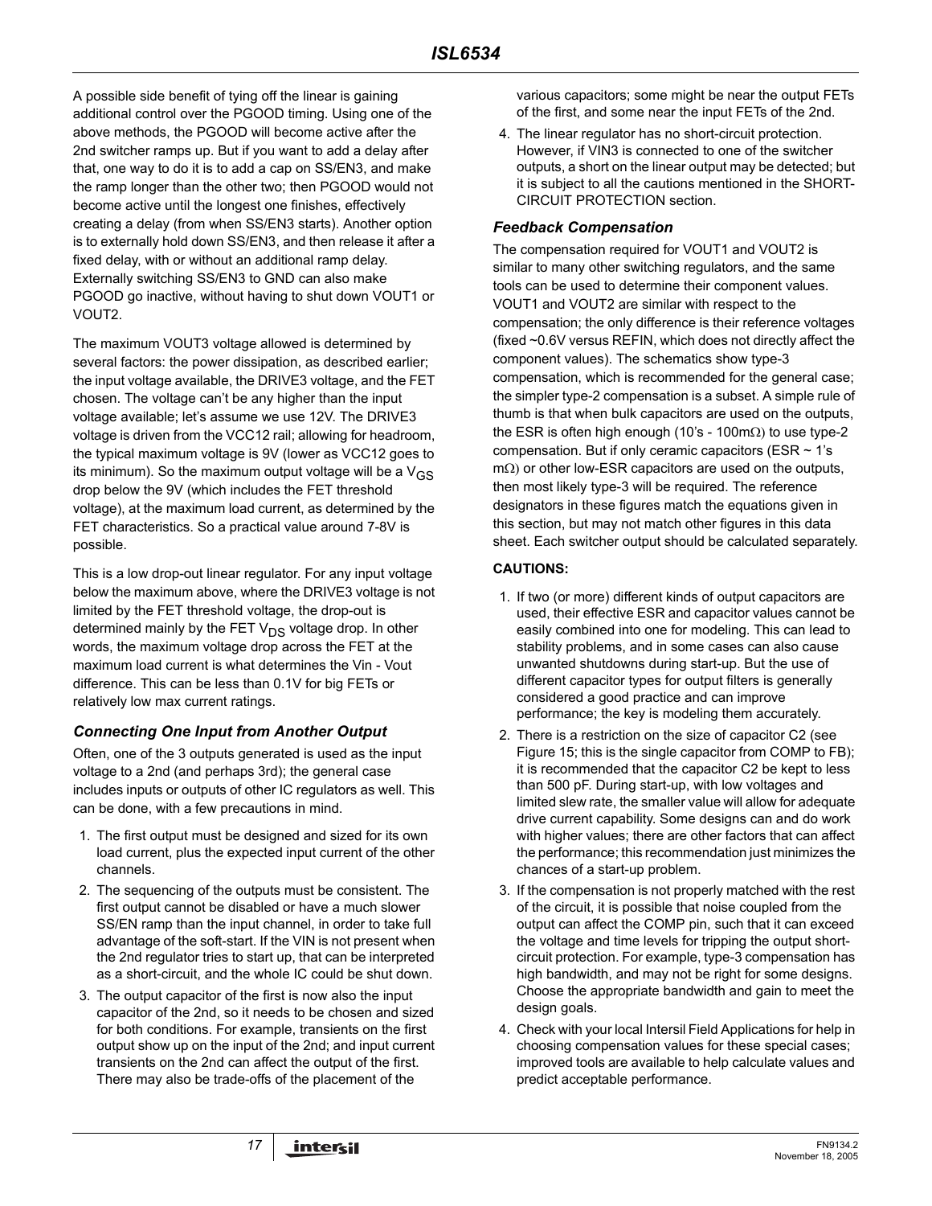A possible side benefit of tying off the linear is gaining additional control over the PGOOD timing. Using one of the above methods, the PGOOD will become active after the 2nd switcher ramps up. But if you want to add a delay after that, one way to do it is to add a cap on SS/EN3, and make the ramp longer than the other two; then PGOOD would not become active until the longest one finishes, effectively creating a delay (from when SS/EN3 starts). Another option is to externally hold down SS/EN3, and then release it after a fixed delay, with or without an additional ramp delay. Externally switching SS/EN3 to GND can also make PGOOD go inactive, without having to shut down VOUT1 or VOUT2.

The maximum VOUT3 voltage allowed is determined by several factors: the power dissipation, as described earlier; the input voltage available, the DRIVE3 voltage, and the FET chosen. The voltage can't be any higher than the input voltage available; let's assume we use 12V. The DRIVE3 voltage is driven from the VCC12 rail; allowing for headroom, the typical maximum voltage is 9V (lower as VCC12 goes to its minimum). So the maximum output voltage will be a $V_{GS}$ drop below the 9V (which includes the FET threshold voltage), at the maximum load current, as determined by the FET characteristics. So a practical value around 7-8V is possible.

This is a low drop-out linear regulator. For any input voltage below the maximum above, where the DRIVE3 voltage is not limited by the FET threshold voltage, the drop-out is determined mainly by the FET $V_{DS}$ voltage drop. In other words, the maximum voltage drop across the FET at the maximum load current is what determines the Vin - Vout difference. This can be less than 0.1V for big FETs or relatively low max current ratings.

### *Connecting One Input from Another Output*

Often, one of the 3 outputs generated is used as the input voltage to a 2nd (and perhaps 3rd); the general case includes inputs or outputs of other IC regulators as well. This can be done, with a few precautions in mind.

1. The first output must be designed and sized for its own load current, plus the expected input current of the other channels.
2. The sequencing of the outputs must be consistent. The first output cannot be disabled or have a much slower SS/EN ramp than the input channel, in order to take full advantage of the soft-start. If the VIN is not present when the 2nd regulator tries to start up, that can be interpreted as a short-circuit, and the whole IC could be shut down.
3. The output capacitor of the first is now also the input capacitor of the 2nd, so it needs to be chosen and sized for both conditions. For example, transients on the first output show up on the input of the 2nd; and input current transients on the 2nd can affect the output of the first. There may also be trade-offs of the placement of the various capacitors; some might be near the output FETs of the first, and some near the input FETs of the 2nd.
4. The linear regulator has no short-circuit protection. However, if VIN3 is connected to one of the switcher outputs, a short on the linear output may be detected; but it is subject to all the cautions mentioned in the SHORT-CIRCUIT PROTECTION section.

### *Feedback Compensation*

The compensation required for VOUT1 and VOUT2 is similar to many other switching regulators, and the same tools can be used to determine their component values. VOUT1 and VOUT2 are similar with respect to the compensation; the only difference is their reference voltages (fixed ~0.6V versus REFIN, which does not directly affect the component values). The schematics show type-3 compensation, which is recommended for the general case; the simpler type-2 compensation is a subset. A simple rule of thumb is that when bulk capacitors are used on the outputs, the ESR is often high enough (10's - 100mΩ) to use type-2 compensation. But if only ceramic capacitors (ESR ~ 1's mΩ) or other low-ESR capacitors are used on the outputs, then most likely type-3 will be required. The reference designators in these figures match the equations given in this section, but may not match other figures in this data sheet. Each switcher output should be calculated separately.

**CAUTIONS:**

1. If two (or more) different kinds of output capacitors are used, their effective ESR and capacitor values cannot be easily combined into one for modeling. This can lead to stability problems, and in some cases can also cause unwanted shutdowns during start-up. But the use of different capacitor types for output filters is generally considered a good practice and can improve performance; the key is modeling them accurately.
2. There is a restriction on the size of capacitor C2 (see Figure 15; this is the single capacitor from COMP to FB); it is recommended that the capacitor C2 be kept to less than 500 pF. During start-up, with low voltages and limited slew rate, the smaller value will allow for adequate drive current capability. Some designs can and do work with higher values; there are other factors that can affect the performance; this recommendation just minimizes the chances of a start-up problem.
3. If the compensation is not properly matched with the rest of the circuit, it is possible that noise coupled from the output can affect the COMP pin, such that it can exceed the voltage and time levels for tripping the output short-circuit protection. For example, type-3 compensation has high bandwidth, and may not be right for some designs. Choose the appropriate bandwidth and gain to meet the design goals.
4. Check with your local Intersil Field Applications for help in choosing compensation values for these special cases; improved tools are available to help calculate values and predict acceptable performance.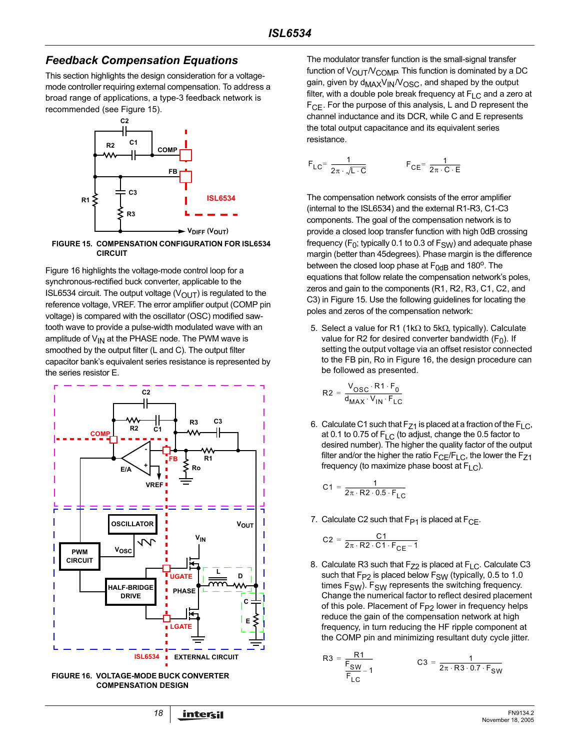## Feedback Compensation Equations

This section highlights the design consideration for a voltage-mode controller requiring external compensation. To address a broad range of applications, a type-3 feedback network is recommended (see Figure 15).

FIGURE 15. COMPENSATION CONFIGURATION FOR ISL6534 CIRCUIT

Figure 16 highlights the voltage-mode control loop for a synchronous-rectified buck converter, applicable to the ISL6534 circuit. The output voltage ($V_{OUT}$) is regulated to the reference voltage, VREF. The error amplifier output (COMP pin voltage) is compared with the oscillator (OSC) modified saw-tooth wave to provide a pulse-width modulated wave with an amplitude of $V_{IN}$ at the PHASE node. The PWM wave is smoothed by the output filter (L and C). The output filter capacitor bank's equivalent series resistance is represented by the series resistor E.

FIGURE 16. VOLTAGE-MODE BUCK CONVERTER COMPENSATION DESIGN

The modulator transfer function is the small-signal transfer function of $V_{OUT}/V_{COMP}$. This function is dominated by a DC gain, given by $d_{MAX}V_{IN}/V_{OSC}$, and shaped by the output filter, with a double pole break frequency at $F_{LC}$ and a zero at $F_{CE}$. For the purpose of this analysis, L and D represent the channel inductance and its DCR, while C and E represents the total output capacitance and its equivalent series resistance.

$$F_{LC} = \frac{1}{2\pi \cdot \sqrt{L \cdot C}} \qquad F_{CE} = \frac{1}{2\pi \cdot C \cdot E}$$

The compensation network consists of the error amplifier (internal to the ISL6534) and the external R1-R3, C1-C3 components. The goal of the compensation network is to provide a closed loop transfer function with high 0dB crossing frequency ($F_0$; typically 0.1 to 0.3 of $F_{SW}$) and adequate phase margin (better than 45degrees). Phase margin is the difference between the closed loop phase at $F_{0dB}$ and 180°. The equations that follow relate the compensation network's poles, zeros and gain to the components (R1, R2, R3, C1, C2, and C3) in Figure 15. Use the following guidelines for locating the poles and zeros of the compensation network:

5. Select a value for R1 (1kΩ to 5kΩ, typically). Calculate value for R2 for desired converter bandwidth ($F_0$). If setting the output voltage via an offset resistor connected to the FB pin, Ro in Figure 16, the design procedure can be followed as presented.

$$R2 = \frac{V_{OSC} \cdot R1 \cdot F_0}{d_{MAX} \cdot V_{IN} \cdot F_{LC}}$$

6. Calculate C1 such that $F_{Z1}$ is placed at a fraction of the $F_{LC}$, at 0.1 to 0.75 of $F_{LC}$ (to adjust, change the 0.5 factor to desired number). The higher the quality factor of the output filter and/or the higher the ratio $F_{CE}/F_{LC}$, the lower the $F_{Z1}$ frequency (to maximize phase boost at $F_{LC}$).

$$C1 = \frac{1}{2\pi \cdot R2 \cdot 0.5 \cdot F_{LC}}$$

7. Calculate C2 such that $F_{P1}$ is placed at $F_{CE}$.

$$C2 = \frac{C1}{2\pi \cdot R2 \cdot C1 \cdot F_{CE} - 1}$$

8. Calculate R3 such that $F_{Z2}$ is placed at $F_{LC}$. Calculate C3 such that $F_{P2}$ is placed below $F_{SW}$ (typically, 0.5 to 1.0 times $F_{SW}$). $F_{SW}$ represents the switching frequency. Change the numerical factor to reflect desired placement of this pole. Placement of $F_{P2}$ lower in frequency helps reduce the gain of the compensation network at high frequency, in turn reducing the HF ripple component at the COMP pin and minimizing resultant duty cycle jitter.

$$R3 = \frac{R1}{\frac{F_{SW}}{F_{LC}} - 1} \qquad C3 = \frac{1}{2\pi \cdot R3 \cdot 0.7 \cdot F_{SW}}$$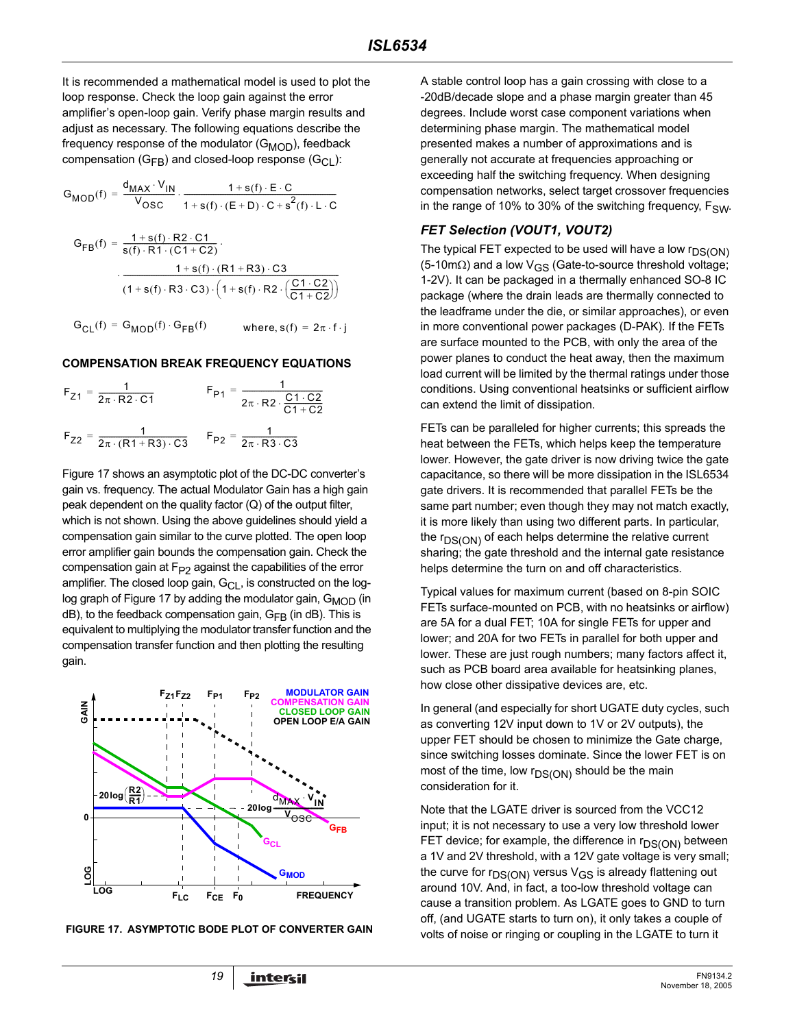It is recommended a mathematical model is used to plot the loop response. Check the loop gain against the error amplifier's open-loop gain. Verify phase margin results and adjust as necessary. The following equations describe the frequency response of the modulator ($G_{MOD}$), feedback compensation ($G_{FB}$) and closed-loop response ($G_{CL}$):

$$G_{MOD}(f) = \frac{d_{MAX} \cdot V_{IN}}{V_{OSC}} \cdot \frac{1 + s(f) \cdot E \cdot C}{1 + s(f) \cdot (E + D) \cdot C + s^2(f) \cdot L \cdot C}$$

$$G_{FB}(f) = \frac{1 + s(f) \cdot R2 \cdot C1}{s(f) \cdot R1 \cdot (C1 + C2)} \cdot \frac{1 + s(f) \cdot (R1 + R3) \cdot C3}{(1 + s(f) \cdot R3 \cdot C3) \cdot \left(1 + s(f) \cdot R2 \cdot \left(\frac{C1 \cdot C2}{C1 + C2}\right)\right)}$$

$$G_{CL}(f) = G_{MOD}(f) \cdot G_{FB}(f) \qquad \text{where, } s(f) = 2\pi \cdot f \cdot j$$

**COMPENSATION BREAK FREQUENCY EQUATIONS**

$$F_{Z1} = \frac{1}{2\pi \cdot R2 \cdot C1} \qquad F_{P1} = \frac{1}{2\pi \cdot R2 \cdot \frac{C1 \cdot C2}{C1 + C2}}$$

$$F_{Z2} = \frac{1}{2\pi \cdot (R1 + R3) \cdot C3} \qquad F_{P2} = \frac{1}{2\pi \cdot R3 \cdot C3}$$

Figure 17 shows an asymptotic plot of the DC-DC converter's gain vs. frequency. The actual Modulator Gain has a high gain peak dependent on the quality factor (Q) of the output filter, which is not shown. Using the above guidelines should yield a compensation gain similar to the curve plotted. The open loop error amplifier gain bounds the compensation gain. Check the compensation gain at $F_{P2}$ against the capabilities of the error amplifier. The closed loop gain, $G_{CL}$, is constructed on the log-log graph of Figure 17 by adding the modulator gain, $G_{MOD}$ (in dB), to the feedback compensation gain, $G_{FB}$ (in dB). This is equivalent to multiplying the modulator transfer function and the compensation transfer function and then plotting the resulting gain.

**FIGURE 17. ASYMPTOTIC BODE PLOT OF CONVERTER GAIN**

A stable control loop has a gain crossing with close to a -20dB/decade slope and a phase margin greater than 45 degrees. Include worst case component variations when determining phase margin. The mathematical model presented makes a number of approximations and is generally not accurate at frequencies approaching or exceeding half the switching frequency. When designing compensation networks, select target crossover frequencies in the range of 10% to 30% of the switching frequency, $F_{SW}$.

### *FET Selection (VOUT1, VOUT2)*

The typical FET expected to be used will have a low $r_{DS(ON)}$ (5-10mΩ) and a low $V_{GS}$ (Gate-to-source threshold voltage; 1-2V). It can be packaged in a thermally enhanced SO-8 IC package (where the drain leads are thermally connected to the leadframe under the die, or similar approaches), or even in more conventional power packages (D-PAK). If the FETs are surface mounted to the PCB, with only the area of the power planes to conduct the heat away, then the maximum load current will be limited by the thermal ratings under those conditions. Using conventional heatsinks or sufficient airflow can extend the limit of dissipation.

FETs can be paralleled for higher currents; this spreads the heat between the FETs, which helps keep the temperature lower. However, the gate driver is now driving twice the gate capacitance, so there will be more dissipation in the ISL6534 gate drivers. It is recommended that parallel FETs be the same part number; even though they may not match exactly, it is more likely than using two different parts. In particular, the $r_{DS(ON)}$ of each helps determine the relative current sharing; the gate threshold and the internal gate resistance helps determine the turn on and off characteristics.

Typical values for maximum current (based on 8-pin SOIC FETs surface-mounted on PCB, with no heatsinks or airflow) are 5A for a dual FET; 10A for single FETs for upper and lower; and 20A for two FETs in parallel for both upper and lower. These are just rough numbers; many factors affect it, such as PCB board area available for heatsinking planes, how close other dissipative devices are, etc.

In general (and especially for short UGATE duty cycles, such as converting 12V input down to 1V or 2V outputs), the upper FET should be chosen to minimize the Gate charge, since switching losses dominate. Since the lower FET is on most of the time, low $r_{DS(ON)}$ should be the main consideration for it.

Note that the LGATE driver is sourced from the VCC12 input; it is not necessary to use a very low threshold lower FET device; for example, the difference in $r_{DS(ON)}$ between a 1V and 2V threshold, with a 12V gate voltage is very small; the curve for $r_{DS(ON)}$ versus $V_{GS}$ is already flattening out around 10V. And, in fact, a too-low threshold voltage can cause a transition problem. As LGATE goes to GND to turn off, (and UGATE starts to turn on), it only takes a couple of volts of noise or ringing or coupling in the LGATE to turn it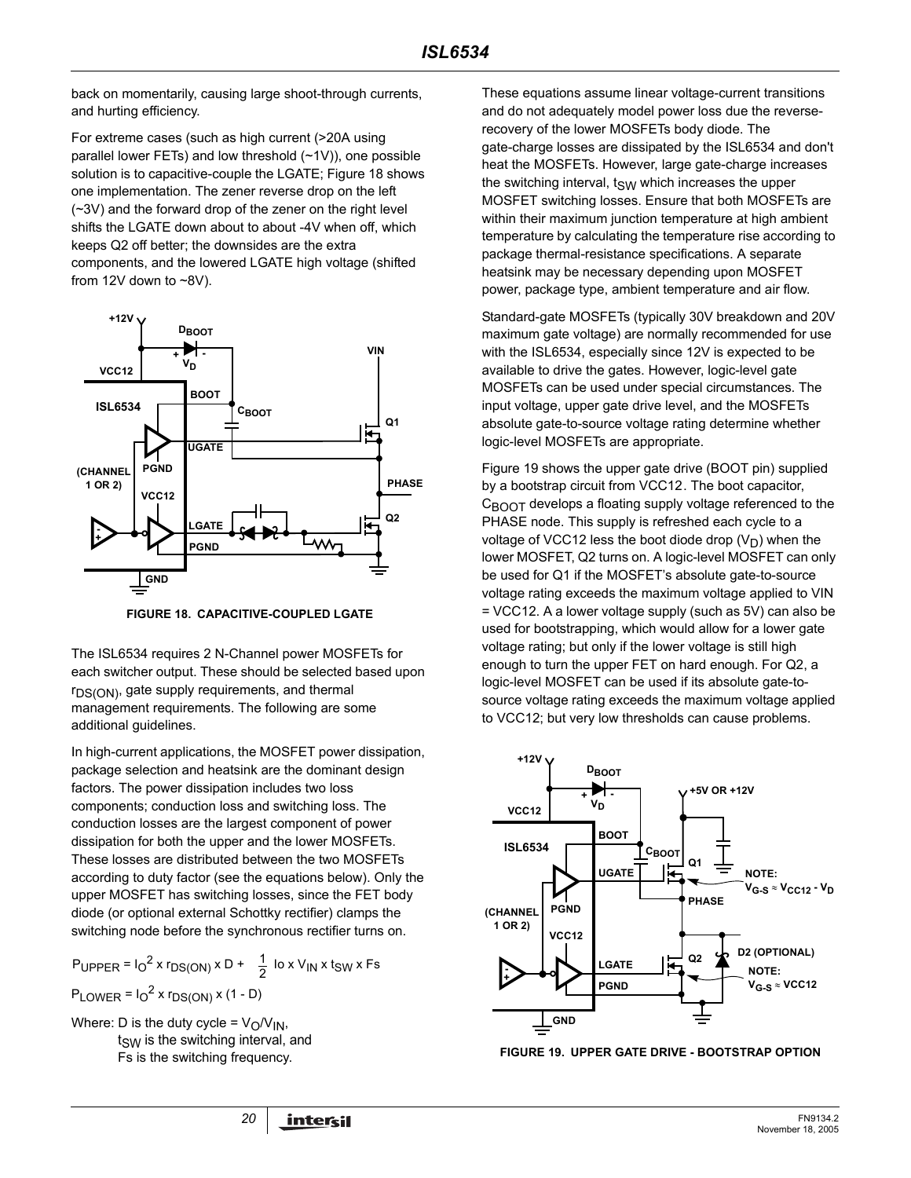back on momentarily, causing large shoot-through currents, and hurting efficiency.

For extreme cases (such as high current (>20A using parallel lower FETs) and low threshold (~1V)), one possible solution is to capacitive-couple the LGATE; Figure 18 shows one implementation. The zener reverse drop on the left (~3V) and the forward drop of the zener on the right level shifts the LGATE down about to about -4V when off, which keeps Q2 off better; the downsides are the extra components, and the lowered LGATE high voltage (shifted from 12V down to ~8V).

**FIGURE 18. CAPACITIVE-COUPLED LGATE**

The ISL6534 requires 2 N-Channel power MOSFETs for each switcher output. These should be selected based upon $r_{DS(ON)}$, gate supply requirements, and thermal management requirements. The following are some additional guidelines.

In high-current applications, the MOSFET power dissipation, package selection and heatsink are the dominant design factors. The power dissipation includes two loss components; conduction loss and switching loss. The conduction losses are the largest component of power dissipation for both the upper and the lower MOSFETs. These losses are distributed between the two MOSFETs according to duty factor (see the equations below). Only the upper MOSFET has switching losses, since the FET body diode (or optional external Schottky rectifier) clamps the switching node before the synchronous rectifier turns on.

$$P_{UPPER} = I_O^2 \times r_{DS(ON)} \times D + \frac{1}{2} \; I_O \times V_{IN} \times t_{SW} \times F_S$$

$$P_{LOWER} = I_O^2 \times r_{DS(ON)} \times (1 - D)$$

Where: D is the duty cycle = $V_O/V_{IN}$,
$t_{SW}$ is the switching interval, and
Fs is the switching frequency.

These equations assume linear voltage-current transitions and do not adequately model power loss due the reverse-recovery of the lower MOSFETs body diode. The gate-charge losses are dissipated by the ISL6534 and don't heat the MOSFETs. However, large gate-charge increases the switching interval, $t_{SW}$ which increases the upper MOSFET switching losses. Ensure that both MOSFETs are within their maximum junction temperature at high ambient temperature by calculating the temperature rise according to package thermal-resistance specifications. A separate heatsink may be necessary depending upon MOSFET power, package type, ambient temperature and air flow.

Standard-gate MOSFETs (typically 30V breakdown and 20V maximum gate voltage) are normally recommended for use with the ISL6534, especially since 12V is expected to be available to drive the gates. However, logic-level gate MOSFETs can be used under special circumstances. The input voltage, upper gate drive level, and the MOSFETs absolute gate-to-source voltage rating determine whether logic-level MOSFETs are appropriate.

Figure 19 shows the upper gate drive (BOOT pin) supplied by a bootstrap circuit from VCC12. The boot capacitor, $C_{BOOT}$ develops a floating supply voltage referenced to the PHASE node. This supply is refreshed each cycle to a voltage of VCC12 less the boot diode drop ($V_D$) when the lower MOSFET, Q2 turns on. A logic-level MOSFET can only be used for Q1 if the MOSFET's absolute gate-to-source voltage rating exceeds the maximum voltage applied to VIN = VCC12. A lower voltage supply (such as 5V) can also be used for bootstrapping, which would allow for a lower gate voltage rating; but only if the lower voltage is still high enough to turn the upper FET on hard enough. For Q2, a logic-level MOSFET can be used if its absolute gate-to-source voltage rating exceeds the maximum voltage applied to VCC12; but very low thresholds can cause problems.

**FIGURE 19. UPPER GATE DRIVE - BOOTSTRAP OPTION**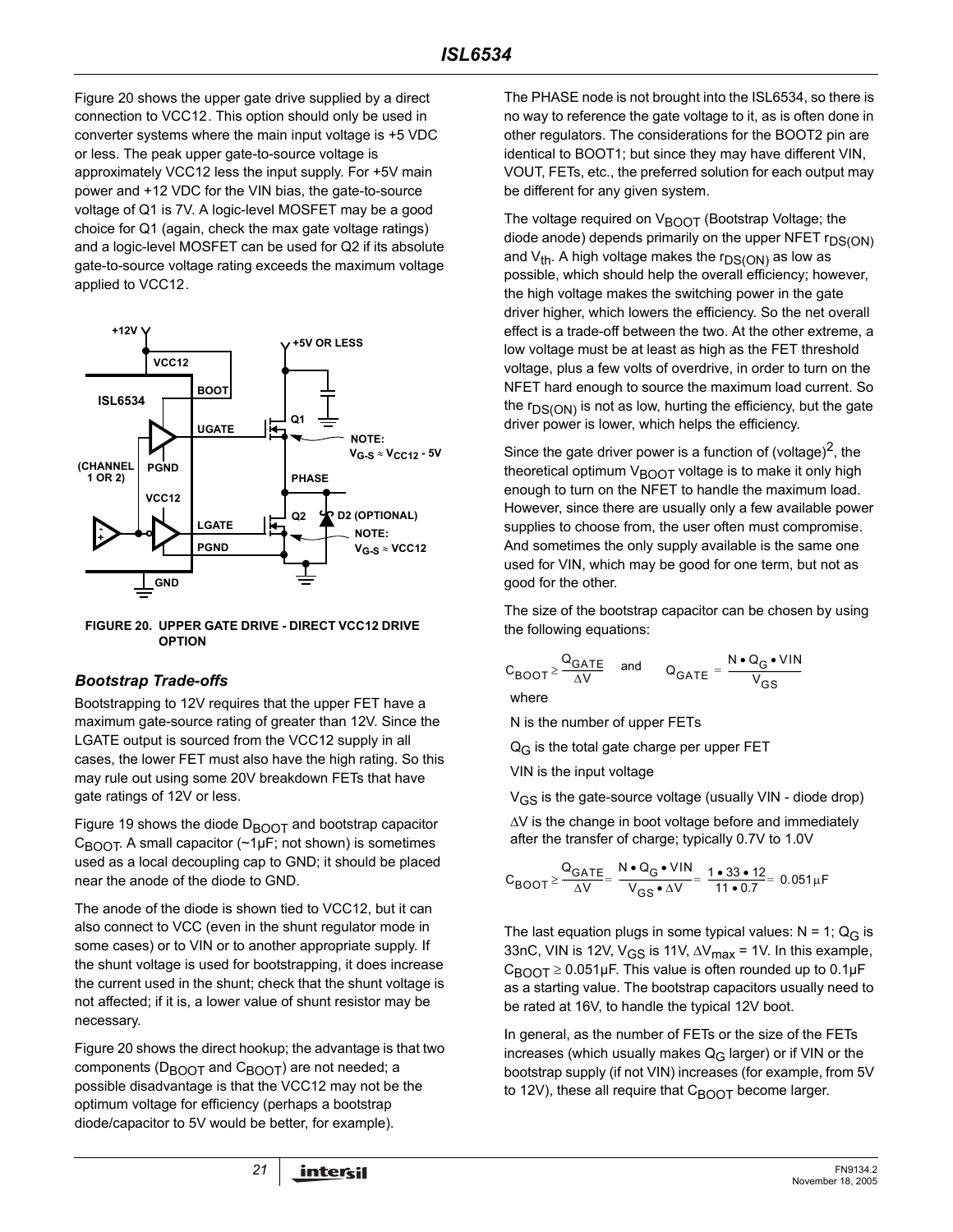Figure 20 shows the upper gate drive supplied by a direct connection to VCC12. This option should only be used in converter systems where the main input voltage is +5 VDC or less. The peak upper gate-to-source voltage is approximately VCC12 less the input supply. For +5V main power and +12 VDC for the VIN bias, the gate-to-source voltage of Q1 is 7V. A logic-level MOSFET may be a good choice for Q1 (again, check the max gate voltage ratings) and a logic-level MOSFET can be used for Q2 if its absolute gate-to-source voltage rating exceeds the maximum voltage applied to VCC12.

**FIGURE 20. UPPER GATE DRIVE - DIRECT VCC12 DRIVE OPTION**

### *Bootstrap Trade-offs*

Bootstrapping to 12V requires that the upper FET have a maximum gate-source rating of greater than 12V. Since the LGATE output is sourced from the VCC12 supply in all cases, the lower FET must also have the high rating. So this may rule out using some 20V breakdown FETs that have gate ratings of 12V or less.

Figure 19 shows the diode $D_{BOOT}$ and bootstrap capacitor $C_{BOOT}$. A small capacitor (~1µF; not shown) is sometimes used as a local decoupling cap to GND; it should be placed near the anode of the diode to GND.

The anode of the diode is shown tied to VCC12, but it can also connect to VCC (even in the shunt regulator mode in some cases) or to VIN or to another appropriate supply. If the shunt voltage is used for bootstrapping, it does increase the current used in the shunt; check that the shunt voltage is not affected; if it is, a lower value of shunt resistor may be necessary.

Figure 20 shows the direct hookup; the advantage is that two components ($D_{BOOT}$ and $C_{BOOT}$) are not needed; a possible disadvantage is that the VCC12 may not be the optimum voltage for efficiency (perhaps a bootstrap diode/capacitor to 5V would be better, for example).

The PHASE node is not brought into the ISL6534, so there is no way to reference the gate voltage to it, as is often done in other regulators. The considerations for the BOOT2 pin are identical to BOOT1; but since they may have different VIN, VOUT, FETs, etc., the preferred solution for each output may be different for any given system.

The voltage required on $V_{BOOT}$ (Bootstrap Voltage; the diode anode) depends primarily on the upper NFET $r_{DS(ON)}$ and $V_{th}$. A high voltage makes the $r_{DS(ON)}$ as low as possible, which should help the overall efficiency; however, the high voltage makes the switching power in the gate driver higher, which lowers the efficiency. So the net overall effect is a trade-off between the two. At the other extreme, a low voltage must be at least as high as the FET threshold voltage, plus a few volts of overdrive, in order to turn on the NFET hard enough to source the maximum load current. So the $r_{DS(ON)}$ is not as low, hurting the efficiency, but the gate driver power is lower, which helps the efficiency.

Since the gate driver power is a function of $(voltage)^2$, the theoretical optimum $V_{BOOT}$ voltage is to make it only high enough to turn on the NFET to handle the maximum load. However, since there are usually only a few available power supplies to choose from, the user often must compromise. And sometimes the only supply available is the same one used for VIN, which may be good for one term, but not as good for the other.

The size of the bootstrap capacitor can be chosen by using the following equations:

$$C_{BOOT} \geq \frac{Q_{GATE}}{\Delta V} \quad \text{and} \quad Q_{GATE} = \frac{N \bullet Q_G \bullet VIN}{V_{GS}}$$

where

N is the number of upper FETs

$Q_G$ is the total gate charge per upper FET

VIN is the input voltage

$V_{GS}$ is the gate-source voltage (usually VIN - diode drop)

$\Delta V$ is the change in boot voltage before and immediately after the transfer of charge; typically 0.7V to 1.0V

$$C_{BOOT} \geq \frac{Q_{GATE}}{\Delta V} = \frac{N \bullet Q_G \bullet VIN}{V_{GS} \bullet \Delta V} = \frac{1 \bullet 33 \bullet 12}{11 \bullet 0.7} = 0.051\mu F$$

The last equation plugs in some typical values: N = 1; $Q_G$ is 33nC, VIN is 12V, $V_{GS}$ is 11V, $\Delta V_{max}$ = 1V. In this example, $C_{BOOT} \geq 0.051\mu F$. This value is often rounded up to 0.1µF as a starting value. The bootstrap capacitors usually need to be rated at 16V, to handle the typical 12V boot.

In general, as the number of FETs or the size of the FETs increases (which usually makes $Q_G$ larger) or if VIN or the bootstrap supply (if not VIN) increases (for example, from 5V to 12V), these all require that $C_{BOOT}$ become larger.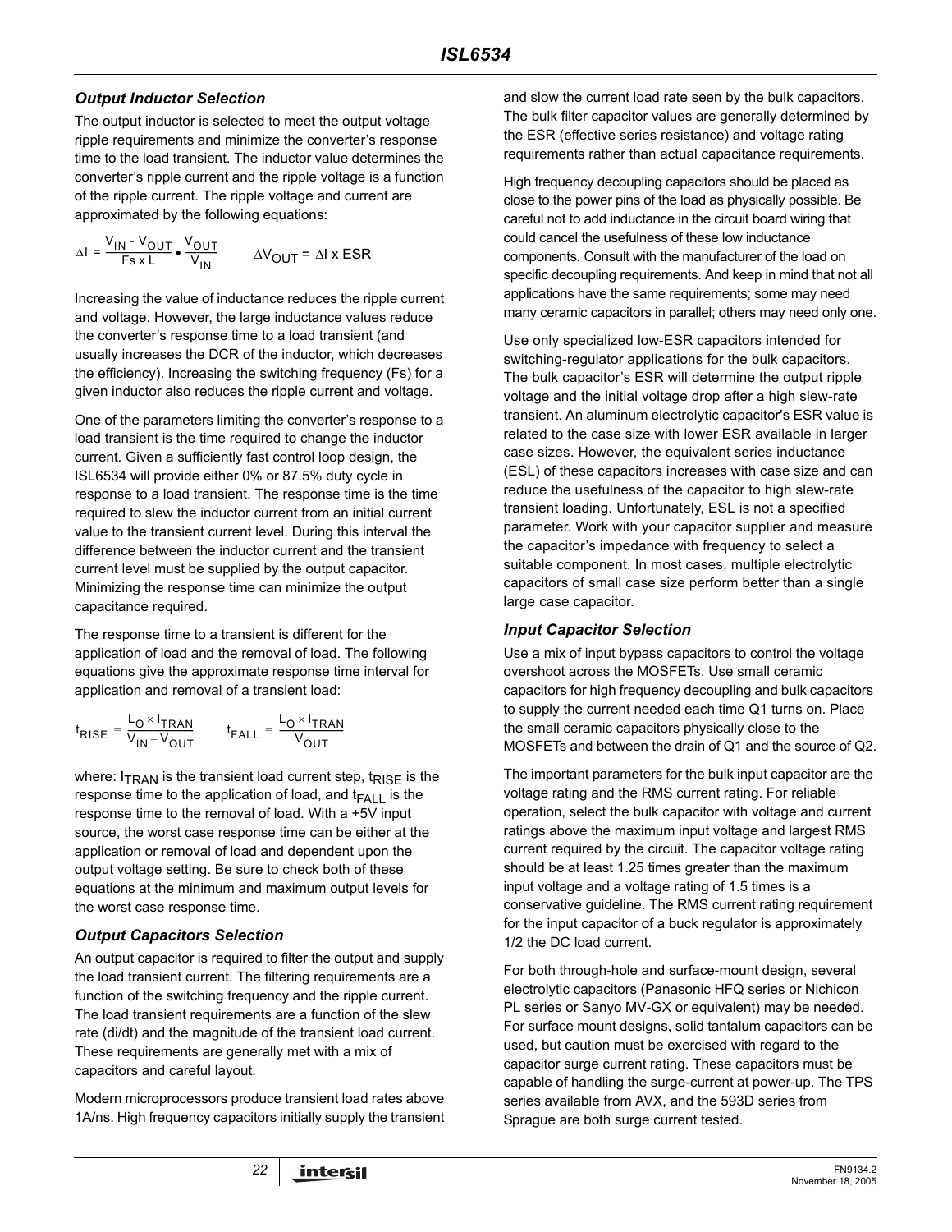### *Output Inductor Selection*

The output inductor is selected to meet the output voltage ripple requirements and minimize the converter's response time to the load transient. The inductor value determines the converter's ripple current and the ripple voltage is a function of the ripple current. The ripple voltage and current are approximated by the following equations:

$$\Delta I = \frac{V_{IN} - V_{OUT}}{Fs \times L} \bullet \frac{V_{OUT}}{V_{IN}} \qquad \Delta V_{OUT} = \Delta I \times ESR$$

Increasing the value of inductance reduces the ripple current and voltage. However, the large inductance values reduce the converter's response time to a load transient (and usually increases the DCR of the inductor, which decreases the efficiency). Increasing the switching frequency (Fs) for a given inductor also reduces the ripple current and voltage.

One of the parameters limiting the converter's response to a load transient is the time required to change the inductor current. Given a sufficiently fast control loop design, the ISL6534 will provide either 0% or 87.5% duty cycle in response to a load transient. The response time is the time required to slew the inductor current from an initial current value to the transient current level. During this interval the difference between the inductor current and the transient current level must be supplied by the output capacitor. Minimizing the response time can minimize the output capacitance required.

The response time to a transient is different for the application of load and the removal of load. The following equations give the approximate response time interval for application and removal of a transient load:

$$t_{RISE} = \frac{L_O \times I_{TRAN}}{V_{IN} - V_{OUT}} \qquad t_{FALL} = \frac{L_O \times I_{TRAN}}{V_{OUT}}$$

where: $I_{TRAN}$ is the transient load current step, $t_{RISE}$ is the response time to the application of load, and $t_{FALL}$ is the response time to the removal of load. With a +5V input source, the worst case response time can be either at the application or removal of load and dependent upon the output voltage setting. Be sure to check both of these equations at the minimum and maximum output levels for the worst case response time.

### *Output Capacitors Selection*

An output capacitor is required to filter the output and supply the load transient current. The filtering requirements are a function of the switching frequency and the ripple current. The load transient requirements are a function of the slew rate (di/dt) and the magnitude of the transient load current. These requirements are generally met with a mix of capacitors and careful layout.

Modern microprocessors produce transient load rates above 1A/ns. High frequency capacitors initially supply the transient and slow the current load rate seen by the bulk capacitors. The bulk filter capacitor values are generally determined by the ESR (effective series resistance) and voltage rating requirements rather than actual capacitance requirements.

High frequency decoupling capacitors should be placed as close to the power pins of the load as physically possible. Be careful not to add inductance in the circuit board wiring that could cancel the usefulness of these low inductance components. Consult with the manufacturer of the load on specific decoupling requirements. And keep in mind that not all applications have the same requirements; some may need many ceramic capacitors in parallel; others may need only one.

Use only specialized low-ESR capacitors intended for switching-regulator applications for the bulk capacitors. The bulk capacitor's ESR will determine the output ripple voltage and the initial voltage drop after a high slew-rate transient. An aluminum electrolytic capacitor's ESR value is related to the case size with lower ESR available in larger case sizes. However, the equivalent series inductance (ESL) of these capacitors increases with case size and can reduce the usefulness of the capacitor to high slew-rate transient loading. Unfortunately, ESL is not a specified parameter. Work with your capacitor supplier and measure the capacitor's impedance with frequency to select a suitable component. In most cases, multiple electrolytic capacitors of small case size perform better than a single large case capacitor.

### *Input Capacitor Selection*

Use a mix of input bypass capacitors to control the voltage overshoot across the MOSFETs. Use small ceramic capacitors for high frequency decoupling and bulk capacitors to supply the current needed each time Q1 turns on. Place the small ceramic capacitors physically close to the MOSFETs and between the drain of Q1 and the source of Q2.

The important parameters for the bulk input capacitor are the voltage rating and the RMS current rating. For reliable operation, select the bulk capacitor with voltage and current ratings above the maximum input voltage and largest RMS current required by the circuit. The capacitor voltage rating should be at least 1.25 times greater than the maximum input voltage and a voltage rating of 1.5 times is a conservative guideline. The RMS current rating requirement for the input capacitor of a buck regulator is approximately 1/2 the DC load current.

For both through-hole and surface-mount design, several electrolytic capacitors (Panasonic HFQ series or Nichicon PL series or Sanyo MV-GX or equivalent) may be needed. For surface mount designs, solid tantalum capacitors can be used, but caution must be exercised with regard to the capacitor surge current rating. These capacitors must be capable of handling the surge-current at power-up. The TPS series available from AVX, and the 593D series from Sprague are both surge current tested.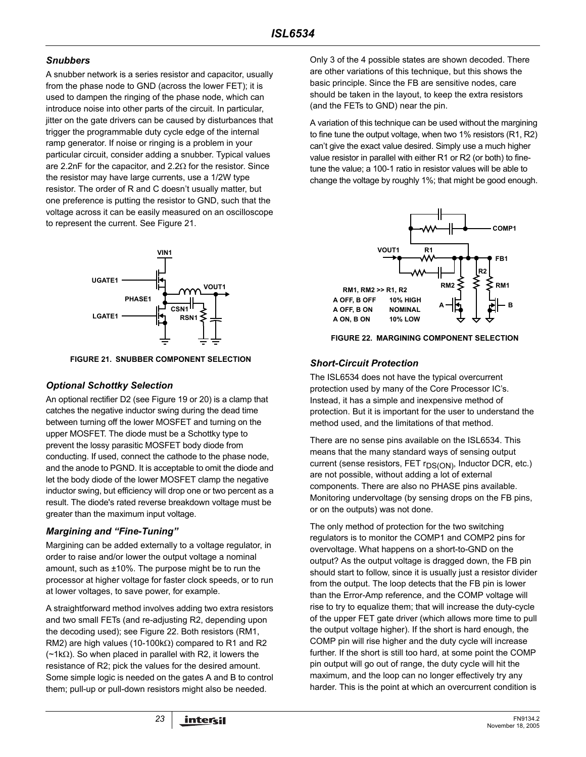### Snubbers

A snubber network is a series resistor and capacitor, usually from the phase node to GND (across the lower FET); it is used to dampen the ringing of the phase node, which can introduce noise into other parts of the circuit. In particular, jitter on the gate drivers can be caused by disturbances that trigger the programmable duty cycle edge of the internal ramp generator. If noise or ringing is a problem in your particular circuit, consider adding a snubber. Typical values are 2.2nF for the capacitor, and 2.2Ω for the resistor. Since the resistor may have large currents, use a 1/2W type resistor. The order of R and C doesn't usually matter, but one preference is putting the resistor to GND, such that the voltage across it can be easily measured on an oscilloscope to represent the current. See Figure 21.

FIGURE 21. SNUBBER COMPONENT SELECTION

### Optional Schottky Selection

An optional rectifier D2 (see Figure 19 or 20) is a clamp that catches the negative inductor swing during the dead time between turning off the lower MOSFET and turning on the upper MOSFET. The diode must be a Schottky type to prevent the lossy parasitic MOSFET body diode from conducting. If used, connect the cathode to the phase node, and the anode to PGND. It is acceptable to omit the diode and let the body diode of the lower MOSFET clamp the negative inductor swing, but efficiency will drop one or two percent as a result. The diode's rated reverse breakdown voltage must be greater than the maximum input voltage.

### Margining and "Fine-Tuning"

Margining can be added externally to a voltage regulator, in order to raise and/or lower the output voltage a nominal amount, such as ±10%. The purpose might be to run the processor at higher voltage for faster clock speeds, or to run at lower voltages, to save power, for example.

A straightforward method involves adding two extra resistors and two small FETs (and re-adjusting R2, depending upon the decoding used); see Figure 22. Both resistors (RM1, RM2) are high values (10-100kΩ) compared to R1 and R2 (~1kΩ). So when placed in parallel with R2, it lowers the resistance of R2; pick the values for the desired amount. Some simple logic is needed on the gates A and B to control them; pull-up or pull-down resistors might also be needed.

Only 3 of the 4 possible states are shown decoded. There are other variations of this technique, but this shows the basic principle. Since the FB are sensitive nodes, care should be taken in the layout, to keep the extra resistors (and the FETs to GND) near the pin.

A variation of this technique can be used without the margining to fine tune the output voltage, when two 1% resistors (R1, R2) can't give the exact value desired. Simply use a much higher value resistor in parallel with either R1 or R2 (or both) to fine-tune the value; a 100-1 ratio in resistor values will be able to change the voltage by roughly 1%; that might be good enough.

| RM1, RM2 >> R1, R2 | |
|---|---|
| A OFF, B OFF | 10% HIGH |
| A OFF, B ON | NOMINAL |
| A ON, B ON | 10% LOW |

FIGURE 22. MARGINING COMPONENT SELECTION

### Short-Circuit Protection

The ISL6534 does not have the typical overcurrent protection used by many of the Core Processor IC's. Instead, it has a simple and inexpensive method of protection. But it is important for the user to understand the method used, and the limitations of that method.

There are no sense pins available on the ISL6534. This means that the many standard ways of sensing output current (sense resistors, FET $r_{DS(ON)}$, Inductor DCR, etc.) are not possible, without adding a lot of external components. There are also no PHASE pins available. Monitoring undervoltage (by sensing drops on the FB pins, or on the outputs) was not done.

The only method of protection for the two switching regulators is to monitor the COMP1 and COMP2 pins for overvoltage. What happens on a short-to-GND on the output? As the output voltage is dragged down, the FB pin should start to follow, since it is usually just a resistor divider from the output. The loop detects that the FB pin is lower than the Error-Amp reference, and the COMP voltage will rise to try to equalize them; that will increase the duty-cycle of the upper FET gate driver (which allows more time to pull the output voltage higher). If the short is hard enough, the COMP pin will rise higher and the duty cycle will increase further. If the short is still too hard, at some point the COMP pin output will go out of range, the duty cycle will hit the maximum, and the loop can no longer effectively try any harder. This is the point at which an overcurrent condition is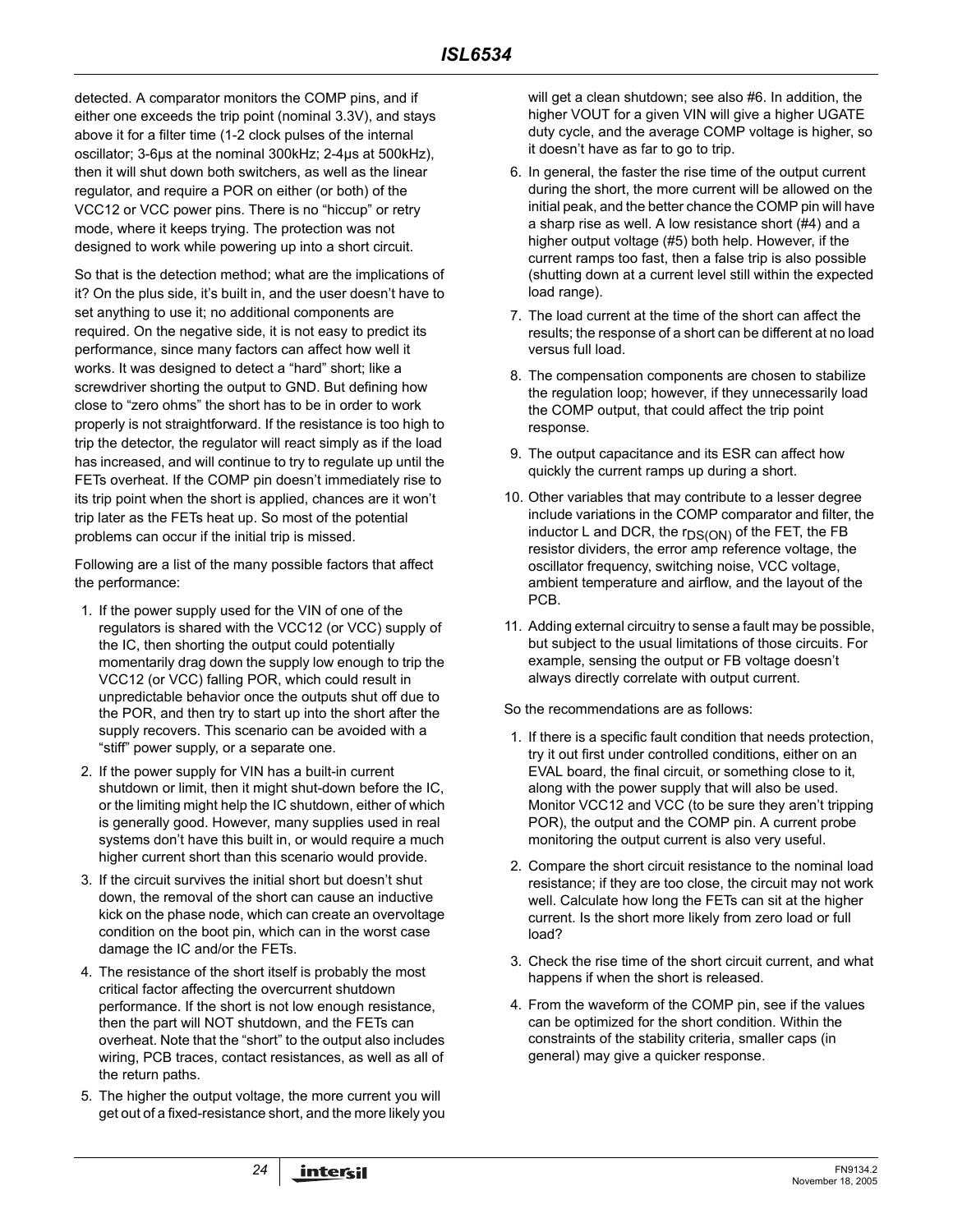detected. A comparator monitors the COMP pins, and if either one exceeds the trip point (nominal 3.3V), and stays above it for a filter time (1-2 clock pulses of the internal oscillator; 3-6μs at the nominal 300kHz; 2-4μs at 500kHz), then it will shut down both switchers, as well as the linear regulator, and require a POR on either (or both) of the VCC12 or VCC power pins. There is no “hiccup” or retry mode, where it keeps trying. The protection was not designed to work while powering up into a short circuit.

So that is the detection method; what are the implications of it? On the plus side, it’s built in, and the user doesn’t have to set anything to use it; no additional components are required. On the negative side, it is not easy to predict its performance, since many factors can affect how well it works. It was designed to detect a “hard” short; like a screwdriver shorting the output to GND. But defining how close to “zero ohms” the short has to be in order to work properly is not straightforward. If the resistance is too high to trip the detector, the regulator will react simply as if the load has increased, and will continue to try to regulate up until the FETs overheat. If the COMP pin doesn’t immediately rise to its trip point when the short is applied, chances are it won’t trip later as the FETs heat up. So most of the potential problems can occur if the initial trip is missed.

Following are a list of the many possible factors that affect the performance:

1. If the power supply used for the VIN of one of the regulators is shared with the VCC12 (or VCC) supply of the IC, then shorting the output could potentially momentarily drag down the supply low enough to trip the VCC12 (or VCC) falling POR, which could result in unpredictable behavior once the outputs shut off due to the POR, and then try to start up into the short after the supply recovers. This scenario can be avoided with a “stiff” power supply, or a separate one.
2. If the power supply for VIN has a built-in current shutdown or limit, then it might shut-down before the IC, or the limiting might help the IC shutdown, either of which is generally good. However, many supplies used in real systems don’t have this built in, or would require a much higher current short than this scenario would provide.
3. If the circuit survives the initial short but doesn’t shut down, the removal of the short can cause an inductive kick on the phase node, which can create an overvoltage condition on the boot pin, which can in the worst case damage the IC and/or the FETs.
4. The resistance of the short itself is probably the most critical factor affecting the overcurrent shutdown performance. If the short is not low enough resistance, then the part will NOT shutdown, and the FETs can overheat. Note that the “short” to the output also includes wiring, PCB traces, contact resistances, as well as all of the return paths.
5. The higher the output voltage, the more current you will get out of a fixed-resistance short, and the more likely you will get a clean shutdown; see also #6. In addition, the higher VOUT for a given VIN will give a higher UGATE duty cycle, and the average COMP voltage is higher, so it doesn’t have as far to go to trip.
6. In general, the faster the rise time of the output current during the short, the more current will be allowed on the initial peak, and the better chance the COMP pin will have a sharp rise as well. A low resistance short (#4) and a higher output voltage (#5) both help. However, if the current ramps too fast, then a false trip is also possible (shutting down at a current level still within the expected load range).
7. The load current at the time of the short can affect the results; the response of a short can be different at no load versus full load.
8. The compensation components are chosen to stabilize the regulation loop; however, if they unnecessarily load the COMP output, that could affect the trip point response.
9. The output capacitance and its ESR can affect how quickly the current ramps up during a short.
10. Other variables that may contribute to a lesser degree include variations in the COMP comparator and filter, the inductor L and DCR, the $r_{DS(ON)}$ of the FET, the FB resistor dividers, the error amp reference voltage, the oscillator frequency, switching noise, VCC voltage, ambient temperature and airflow, and the layout of the PCB.
11. Adding external circuitry to sense a fault may be possible, but subject to the usual limitations of those circuits. For example, sensing the output or FB voltage doesn’t always directly correlate with output current.

So the recommendations are as follows:

1. If there is a specific fault condition that needs protection, try it out first under controlled conditions, either on an EVAL board, the final circuit, or something close to it, along with the power supply that will also be used. Monitor VCC12 and VCC (to be sure they aren’t tripping POR), the output and the COMP pin. A current probe monitoring the output current is also very useful.
2. Compare the short circuit resistance to the nominal load resistance; if they are too close, the circuit may not work well. Calculate how long the FETs can sit at the higher current. Is the short more likely from zero load or full load?
3. Check the rise time of the short circuit current, and what happens if when the short is released.
4. From the waveform of the COMP pin, see if the values can be optimized for the short condition. Within the constraints of the stability criteria, smaller caps (in general) may give a quicker response.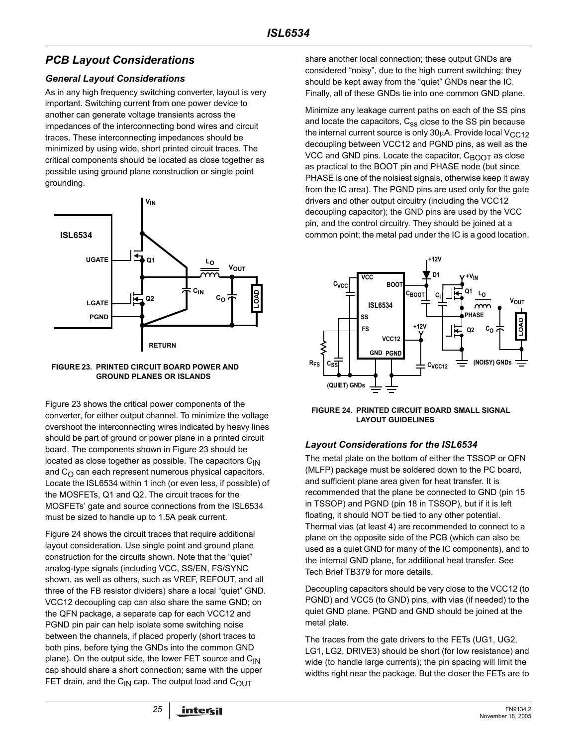## PCB Layout Considerations

### General Layout Considerations

As in any high frequency switching converter, layout is very important. Switching current from one power device to another can generate voltage transients across the impedances of the interconnecting bond wires and circuit traces. These interconnecting impedances should be minimized by using wide, short printed circuit traces. The critical components should be located as close together as possible using ground plane construction or single point grounding.

FIGURE 23. PRINTED CIRCUIT BOARD POWER AND GROUND PLANES OR ISLANDS

Figure 23 shows the critical power components of the converter, for either output channel. To minimize the voltage overshoot the interconnecting wires indicated by heavy lines should be part of ground or power plane in a printed circuit board. The components shown in Figure 23 should be located as close together as possible. The capacitors $C_{IN}$ and $C_O$ can each represent numerous physical capacitors. Locate the ISL6534 within 1 inch (or even less, if possible) of the MOSFETs, Q1 and Q2. The circuit traces for the MOSFETs' gate and source connections from the ISL6534 must be sized to handle up to 1.5A peak current.

Figure 24 shows the circuit traces that require additional layout consideration. Use single point and ground plane construction for the circuits shown. Note that the "quiet" analog-type signals (including VCC, SS/EN, FS/SYNC shown, as well as others, such as VREF, REFOUT, and all three of the FB resistor dividers) share a local "quiet" GND. VCC12 decoupling cap can also share the same GND; on the QFN package, a separate cap for each VCC12 and PGND pin pair can help isolate some switching noise between the channels, if placed properly (short traces to both pins, before tying the GNDs into the common GND plane). On the output side, the lower FET source and $C_{IN}$ cap should share a short connection; same with the upper FET drain, and the $C_{IN}$ cap. The output load and $C_{OUT}$ share another local connection; these output GNDs are considered "noisy", due to the high current switching; they should be kept away from the "quiet" GNDs near the IC. Finally, all of these GNDs tie into one common GND plane.

Minimize any leakage current paths on each of the SS pins and locate the capacitors, $C_{SS}$ close to the SS pin because the internal current source is only 30μA. Provide local $V_{CC12}$ decoupling between VCC12 and PGND pins, as well as the VCC and GND pins. Locate the capacitor, $C_{BOOT}$ as close as practical to the BOOT pin and PHASE node (but since PHASE is one of the noisiest signals, otherwise keep it away from the IC area). The PGND pins are used only for the gate drivers and other output circuitry (including the VCC12 decoupling capacitor); the GND pins are used by the VCC pin, and the control circuitry. They should be joined at a common point; the metal pad under the IC is a good location.

FIGURE 24. PRINTED CIRCUIT BOARD SMALL SIGNAL LAYOUT GUIDELINES

### Layout Considerations for the ISL6534

The metal plate on the bottom of either the TSSOP or QFN (MLFP) package must be soldered down to the PC board, and sufficient plane area given for heat transfer. It is recommended that the plane be connected to GND (pin 15 in TSSOP) and PGND (pin 18 in TSSOP), but if it is left floating, it should NOT be tied to any other potential. Thermal vias (at least 4) are recommended to connect to a plane on the opposite side of the PCB (which can also be used as a quiet GND for many of the IC components), and to the internal GND plane, for additional heat transfer. See Tech Brief TB379 for more details.

Decoupling capacitors should be very close to the VCC12 (to PGND) and VCC5 (to GND) pins, with vias (if needed) to the quiet GND plane. PGND and GND should be joined at the metal plate.

The traces from the gate drivers to the FETs (UG1, UG2, LG1, LG2, DRIVE3) should be short (for low resistance) and wide (to handle large currents); the pin spacing will limit the widths right near the package. But the closer the FETs are to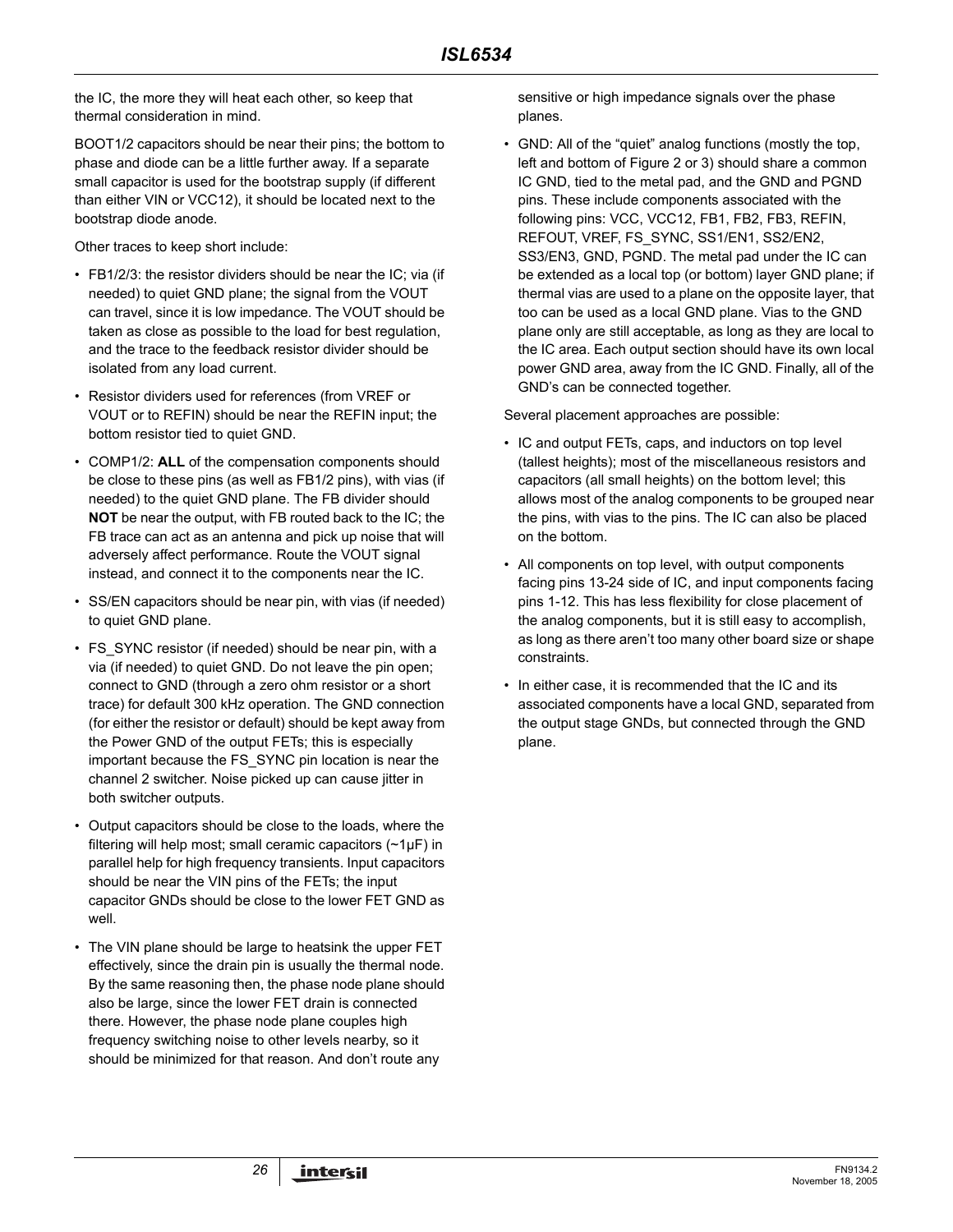the IC, the more they will heat each other, so keep that thermal consideration in mind.

BOOT1/2 capacitors should be near their pins; the bottom to phase and diode can be a little further away. If a separate small capacitor is used for the bootstrap supply (if different than either VIN or VCC12), it should be located next to the bootstrap diode anode.

Other traces to keep short include:

- FB1/2/3: the resistor dividers should be near the IC; via (if needed) to quiet GND plane; the signal from the VOUT can travel, since it is low impedance. The VOUT should be taken as close as possible to the load for best regulation, and the trace to the feedback resistor divider should be isolated from any load current.
- Resistor dividers used for references (from VREF or VOUT or to REFIN) should be near the REFIN input; the bottom resistor tied to quiet GND.
- COMP1/2: **ALL** of the compensation components should be close to these pins (as well as FB1/2 pins), with vias (if needed) to the quiet GND plane. The FB divider should **NOT** be near the output, with FB routed back to the IC; the FB trace can act as an antenna and pick up noise that will adversely affect performance. Route the VOUT signal instead, and connect it to the components near the IC.
- SS/EN capacitors should be near pin, with vias (if needed) to quiet GND plane.
- FS_SYNC resistor (if needed) should be near pin, with a via (if needed) to quiet GND. Do not leave the pin open; connect to GND (through a zero ohm resistor or a short trace) for default 300 kHz operation. The GND connection (for either the resistor or default) should be kept away from the Power GND of the output FETs; this is especially important because the FS_SYNC pin location is near the channel 2 switcher. Noise picked up can cause jitter in both switcher outputs.
- Output capacitors should be close to the loads, where the filtering will help most; small ceramic capacitors (~1μF) in parallel help for high frequency transients. Input capacitors should be near the VIN pins of the FETs; the input capacitor GNDs should be close to the lower FET GND as well.
- The VIN plane should be large to heatsink the upper FET effectively, since the drain pin is usually the thermal node. By the same reasoning then, the phase node plane should also be large, since the lower FET drain is connected there. However, the phase node plane couples high frequency switching noise to other levels nearby, so it should be minimized for that reason. And don't route any sensitive or high impedance signals over the phase planes.
- GND: All of the "quiet" analog functions (mostly the top, left and bottom of Figure 2 or 3) should share a common IC GND, tied to the metal pad, and the GND and PGND pins. These include components associated with the following pins: VCC, VCC12, FB1, FB2, FB3, REFIN, REFOUT, VREF, FS_SYNC, SS1/EN1, SS2/EN2, SS3/EN3, GND, PGND. The metal pad under the IC can be extended as a local top (or bottom) layer GND plane; if thermal vias are used to a plane on the opposite layer, that too can be used as a local GND plane. Vias to the GND plane only are still acceptable, as long as they are local to the IC area. Each output section should have its own local power GND area, away from the IC GND. Finally, all of the GND's can be connected together.

Several placement approaches are possible:

- IC and output FETs, caps, and inductors on top level (tallest heights); most of the miscellaneous resistors and capacitors (all small heights) on the bottom level; this allows most of the analog components to be grouped near the pins, with vias to the pins. The IC can also be placed on the bottom.
- All components on top level, with output components facing pins 13-24 side of IC, and input components facing pins 1-12. This has less flexibility for close placement of the analog components, but it is still easy to accomplish, as long as there aren't too many other board size or shape constraints.
- In either case, it is recommended that the IC and its associated components have a local GND, separated from the output stage GNDs, but connected through the GND plane.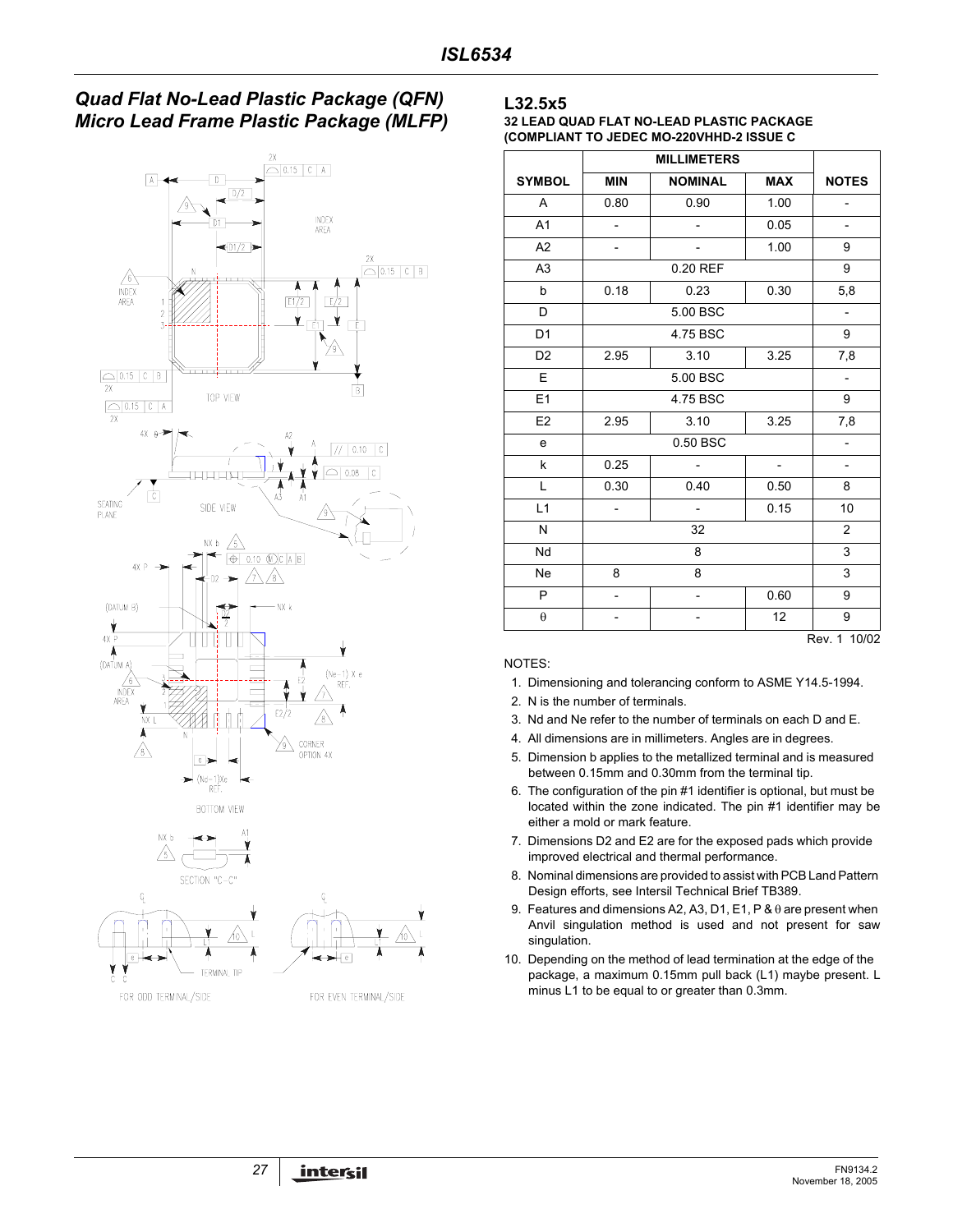## Quad Flat No-Lead Plastic Package (QFN) Micro Lead Frame Plastic Package (MLFP)

### L32.5x5

**32 LEAD QUAD FLAT NO-LEAD PLASTIC PACKAGE (COMPLIANT TO JEDEC MO-220VHHD-2 ISSUE C**

| SYMBOL | MILLIMETERS MIN | NOMINAL | MAX | NOTES |
|---|---|---|---|---|
| A | 0.80 | 0.90 | 1.00 | - |
| A1 | - | - | 0.05 | - |
| A2 | - | - | 1.00 | 9 |
| A3 | | 0.20 REF | | 9 |
| b | 0.18 | 0.23 | 0.30 | 5,8 |
| D | | 5.00 BSC | | - |
| D1 | | 4.75 BSC | | 9 |
| D2 | 2.95 | 3.10 | 3.25 | 7,8 |
| E | | 5.00 BSC | | - |
| E1 | | 4.75 BSC | | 9 |
| E2 | 2.95 | 3.10 | 3.25 | 7,8 |
| e | | 0.50 BSC | | - |
| k | 0.25 | - | - | - |
| L | 0.30 | 0.40 | 0.50 | 8 |
| L1 | - | - | 0.15 | 10 |
| N | | 32 | | 2 |
| Nd | | 8 | | 3 |
| Ne | 8 | 8 | | 3 |
| P | - | - | 0.60 | 9 |
| θ | - | - | 12 | 9 |

Rev. 1 10/02

NOTES:

1. Dimensioning and tolerancing conform to ASME Y14.5-1994.
2. N is the number of terminals.
3. Nd and Ne refer to the number of terminals on each D and E.
4. All dimensions are in millimeters. Angles are in degrees.
5. Dimension b applies to the metallized terminal and is measured between 0.15mm and 0.30mm from the terminal tip.
6. The configuration of the pin #1 identifier is optional, but must be located within the zone indicated. The pin #1 identifier may be either a mold or mark feature.
7. Dimensions D2 and E2 are for the exposed pads which provide improved electrical and thermal performance.
8. Nominal dimensions are provided to assist with PCB Land Pattern Design efforts, see Intersil Technical Brief TB389.
9. Features and dimensions A2, A3, D1, E1, P & θ are present when Anvil singulation method is used and not present for saw singulation.
10. Depending on the method of lead termination at the edge of the package, a maximum 0.15mm pull back (L1) maybe present. L minus L1 to be equal to or greater than 0.3mm.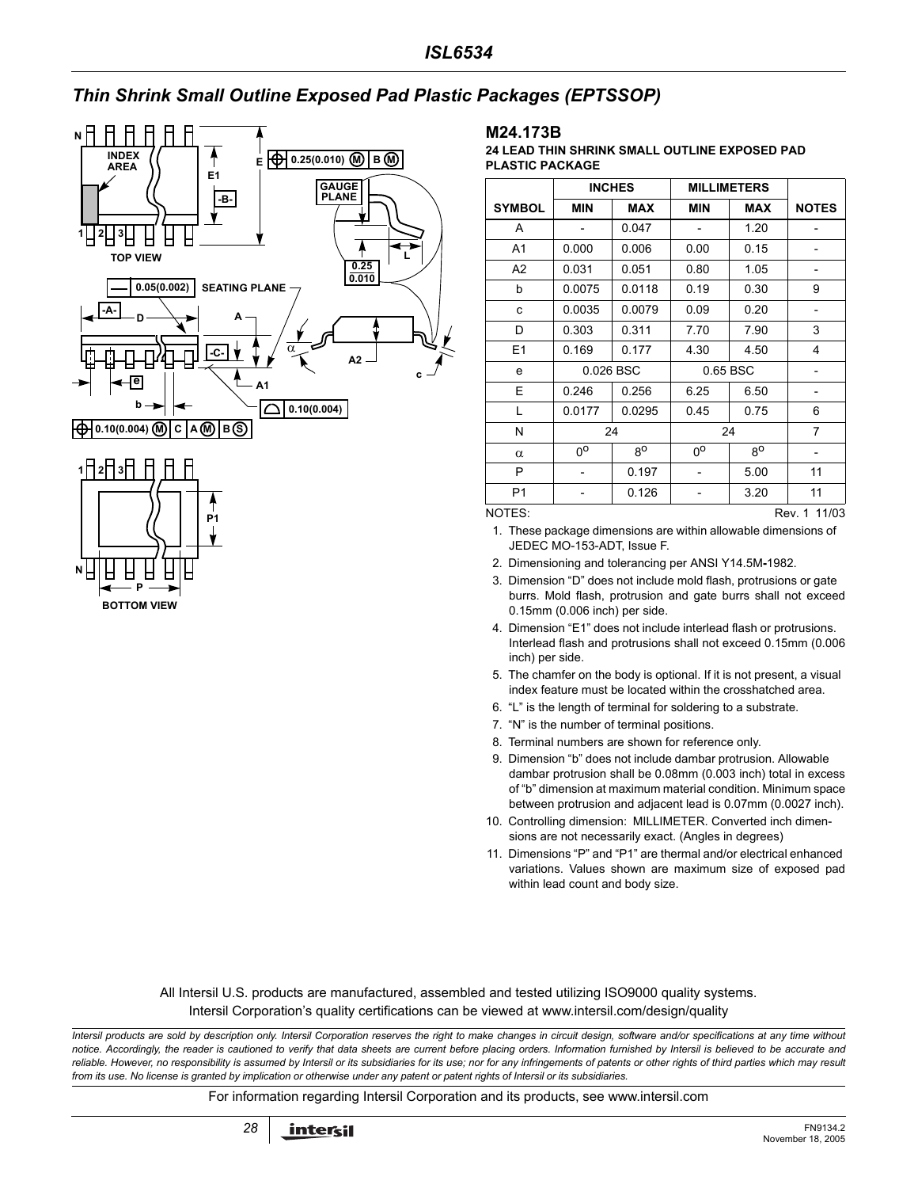## Thin Shrink Small Outline Exposed Pad Plastic Packages (EPTSSOP)

N
INDEX AREA
E1
-B-
1 2 3
TOP VIEW
E
0.25(0.010) M B M
GAUGE PLANE
L
0.25
0.010
0.05(0.002)
SEATING PLANE
-A-
D
A
-C-
α
A2
A1
c
e
b
0.10(0.004)
0.10(0.004) M C A M B S
1 2 3
P1
N
P
BOTTOM VIEW

### M24.173B

**24 LEAD THIN SHRINK SMALL OUTLINE EXPOSED PAD PLASTIC PACKAGE**

| SYMBOL | INCHES | | MILLIMETERS | | NOTES |
|---|---|---|---|---|---|
| | MIN | MAX | MIN | MAX | |
| A | - | 0.047 | - | 1.20 | - |
| A1 | 0.000 | 0.006 | 0.00 | 0.15 | - |
| A2 | 0.031 | 0.051 | 0.80 | 1.05 | - |
| b | 0.0075 | 0.0118 | 0.19 | 0.30 | 9 |
| c | 0.0035 | 0.0079 | 0.09 | 0.20 | - |
| D | 0.303 | 0.311 | 7.70 | 7.90 | 3 |
| E1 | 0.169 | 0.177 | 4.30 | 4.50 | 4 |
| e | 0.026 BSC | | 0.65 BSC | | - |
| E | 0.246 | 0.256 | 6.25 | 6.50 | - |
| L | 0.0177 | 0.0295 | 0.45 | 0.75 | 6 |
| N | 24 | | 24 | | 7 |
| α | $0^o$ | $8^o$ | $0^o$ | $8^o$ | - |
| P | - | 0.197 | - | 5.00 | 11 |
| P1 | - | 0.126 | - | 3.20 | 11 |

NOTES: Rev. 1 11/03

1. These package dimensions are within allowable dimensions of JEDEC MO-153-ADT, Issue F.
2. Dimensioning and tolerancing per ANSI Y14.5M-1982.
3. Dimension "D" does not include mold flash, protrusions or gate burrs. Mold flash, protrusion and gate burrs shall not exceed 0.15mm (0.006 inch) per side.
4. Dimension "E1" does not include interlead flash or protrusions. Interlead flash and protrusions shall not exceed 0.15mm (0.006 inch) per side.
5. The chamfer on the body is optional. If it is not present, a visual index feature must be located within the crosshatched area.
6. "L" is the length of terminal for soldering to a substrate.
7. "N" is the number of terminal positions.
8. Terminal numbers are shown for reference only.
9. Dimension "b" does not include dambar protrusion. Allowable dambar protrusion shall be 0.08mm (0.003 inch) total in excess of "b" dimension at maximum material condition. Minimum space between protrusion and adjacent lead is 0.07mm (0.0027 inch).
10. Controlling dimension: MILLIMETER. Converted inch dimensions are not necessarily exact. (Angles in degrees)
11. Dimensions "P" and "P1" are thermal and/or electrical enhanced variations. Values shown are maximum size of exposed pad within lead count and body size.

All Intersil U.S. products are manufactured, assembled and tested utilizing ISO9000 quality systems.
Intersil Corporation's quality certifications can be viewed at www.intersil.com/design/quality

*Intersil products are sold by description only. Intersil Corporation reserves the right to make changes in circuit design, software and/or specifications at any time without notice. Accordingly, the reader is cautioned to verify that data sheets are current before placing orders. Information furnished by Intersil is believed to be accurate and reliable. However, no responsibility is assumed by Intersil or its subsidiaries for its use; nor for any infringements of patents or other rights of third parties which may result from its use. No license is granted by implication or otherwise under any patent or patent rights of Intersil or its subsidiaries.*

For information regarding Intersil Corporation and its products, see www.intersil.com